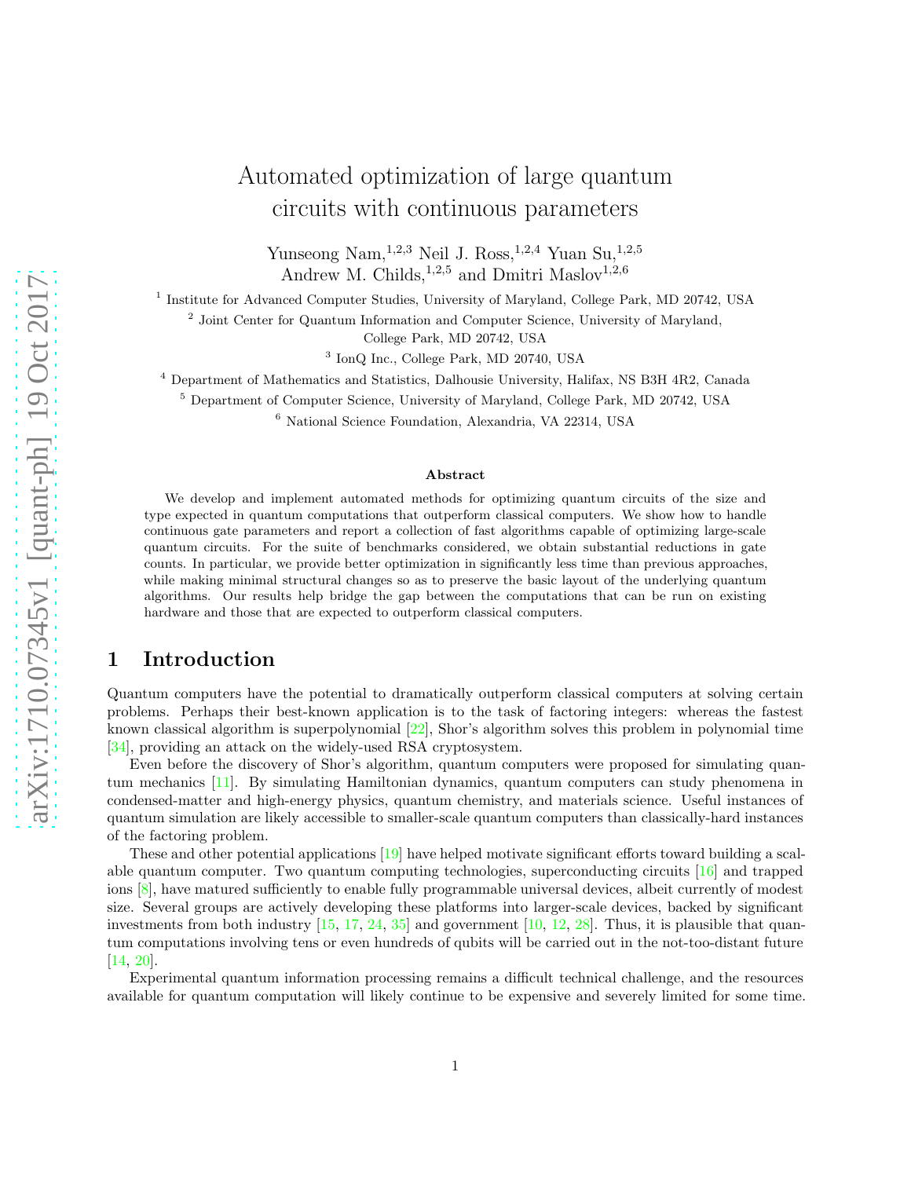# Automated optimization of large quantum circuits with continuous parameters

Yunseong Nam,[1,2,3] Neil J. Ross,[1,2,4] Yuan Su,[1,2,5] Andrew M. Childs,[1,2,5] and Dmitri Maslov[1,2,6]

[1] Institute for Advanced Computer Studies, University of Maryland, College Park, MD 20742, USA

[2] Joint Center for Quantum Information and Computer Science, University of Maryland, College Park, MD 20742, USA

[3] IonQ Inc., College Park, MD 20740, USA

[4] Department of Mathematics and Statistics, Dalhousie University, Halifax, NS B3H 4R2, Canada

[5] Department of Computer Science, University of Maryland, College Park, MD 20742, USA

[6] National Science Foundation, Alexandria, VA 22314, USA

**Abstract**

We develop and implement automated methods for optimizing quantum circuits of the size and type expected in quantum computations that outperform classical computers. We show how to handle continuous gate parameters and report a collection of fast algorithms capable of optimizing large-scale quantum circuits. For the suite of benchmarks considered, we obtain substantial reductions in gate counts. In particular, we provide better optimization in significantly less time than previous approaches, while making minimal structural changes so as to preserve the basic layout of the underlying quantum algorithms. Our results help bridge the gap between the computations that can be run on existing hardware and those that are expected to outperform classical computers.

## 1 Introduction

Quantum computers have the potential to dramatically outperform classical computers at solving certain problems. Perhaps their best-known application is to the task of factoring integers: whereas the fastest known classical algorithm is superpolynomial [22], Shor's algorithm solves this problem in polynomial time [34], providing an attack on the widely-used RSA cryptosystem.

Even before the discovery of Shor's algorithm, quantum computers were proposed for simulating quantum mechanics [11]. By simulating Hamiltonian dynamics, quantum computers can study phenomena in condensed-matter and high-energy physics, quantum chemistry, and materials science. Useful instances of quantum simulation are likely accessible to smaller-scale quantum computers than classically-hard instances of the factoring problem.

These and other potential applications [19] have helped motivate significant efforts toward building a scalable quantum computer. Two quantum computing technologies, superconducting circuits [16] and trapped ions [8], have matured sufficiently to enable fully programmable universal devices, albeit currently of modest size. Several groups are actively developing these platforms into larger-scale devices, backed by significant investments from both industry [15, 17, 24, 35] and government [10, 12, 28]. Thus, it is plausible that quantum computations involving tens or even hundreds of qubits will be carried out in the not-too-distant future [14, 20].

Experimental quantum information processing remains a difficult technical challenge, and the resources available for quantum computation will likely continue to be expensive and severely limited for some time.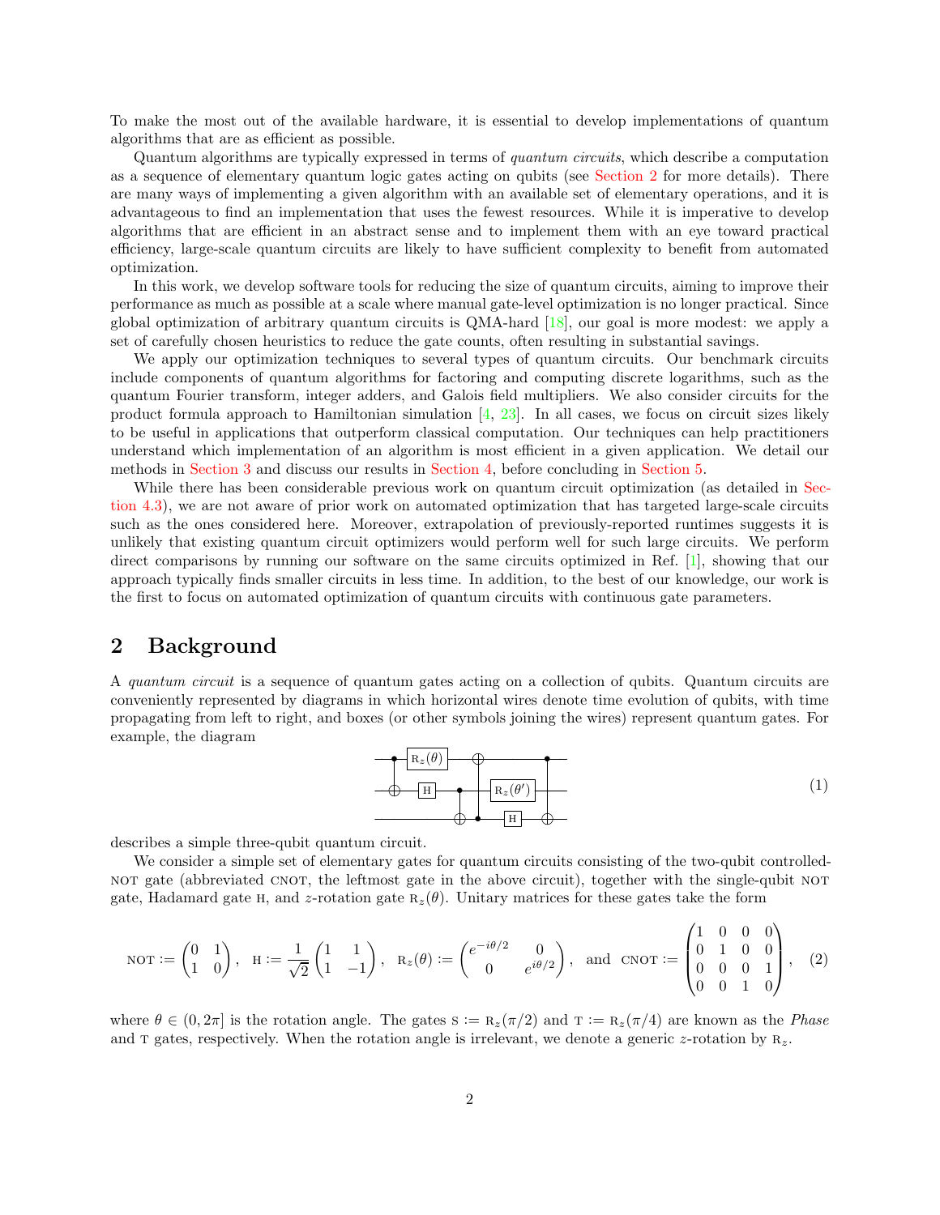To make the most out of the available hardware, it is essential to develop implementations of quantum algorithms that are as efficient as possible.

Quantum algorithms are typically expressed in terms of *quantum circuits*, which describe a computation as a sequence of elementary quantum logic gates acting on qubits (see Section 2 for more details). There are many ways of implementing a given algorithm with an available set of elementary operations, and it is advantageous to find an implementation that uses the fewest resources. While it is imperative to develop algorithms that are efficient in an abstract sense and to implement them with an eye toward practical efficiency, large-scale quantum circuits are likely to have sufficient complexity to benefit from automated optimization.

In this work, we develop software tools for reducing the size of quantum circuits, aiming to improve their performance as much as possible at a scale where manual gate-level optimization is no longer practical. Since global optimization of arbitrary quantum circuits is QMA-hard [18], our goal is more modest: we apply a set of carefully chosen heuristics to reduce the gate counts, often resulting in substantial savings.

We apply our optimization techniques to several types of quantum circuits. Our benchmark circuits include components of quantum algorithms for factoring and computing discrete logarithms, such as the quantum Fourier transform, integer adders, and Galois field multipliers. We also consider circuits for the product formula approach to Hamiltonian simulation [4, 23]. In all cases, we focus on circuit sizes likely to be useful in applications that outperform classical computation. Our techniques can help practitioners understand which implementation of an algorithm is most efficient in a given application. We detail our methods in Section 3 and discuss our results in Section 4, before concluding in Section 5.

While there has been considerable previous work on quantum circuit optimization (as detailed in Section 4.3), we are not aware of prior work on automated optimization that has targeted large-scale circuits such as the ones considered here. Moreover, extrapolation of previously-reported runtimes suggests it is unlikely that existing quantum circuit optimizers would perform well for such large circuits. We perform direct comparisons by running our software on the same circuits optimized in Ref. [1], showing that our approach typically finds smaller circuits in less time. In addition, to the best of our knowledge, our work is the first to focus on automated optimization of quantum circuits with continuous gate parameters.

## 2 Background

A *quantum circuit* is a sequence of quantum gates acting on a collection of qubits. Quantum circuits are conveniently represented by diagrams in which horizontal wires denote time evolution of qubits, with time propagating from left to right, and boxes (or other symbols joining the wires) represent quantum gates. For example, the diagram

(1)

describes a simple three-qubit quantum circuit.

We consider a simple set of elementary gates for quantum circuits consisting of the two-qubit controlled-NOT gate (abbreviated CNOT, the leftmost gate in the above circuit), together with the single-qubit NOT gate, Hadamard gate H, and $z$-rotation gate $\mathrm{R}_z(\theta)$. Unitary matrices for these gates take the form

$$\mathrm{NOT} := \begin{pmatrix} 0 & 1 \\ 1 & 0 \end{pmatrix}, \quad \mathrm{H} := \frac{1}{\sqrt{2}}\begin{pmatrix} 1 & 1 \\ 1 & -1 \end{pmatrix}, \quad \mathrm{R}_z(\theta) := \begin{pmatrix} e^{-i\theta/2} & 0 \\ 0 & e^{i\theta/2} \end{pmatrix}, \quad \text{and} \quad \mathrm{CNOT} := \begin{pmatrix} 1 & 0 & 0 & 0 \\ 0 & 1 & 0 & 0 \\ 0 & 0 & 0 & 1 \\ 0 & 0 & 1 & 0 \end{pmatrix}, \quad (2)$$

where $\theta \in (0, 2\pi]$ is the rotation angle. The gates $\mathrm{S} := \mathrm{R}_z(\pi/2)$ and $\mathrm{T} := \mathrm{R}_z(\pi/4)$ are known as the *Phase* and T gates, respectively. When the rotation angle is irrelevant, we denote a generic $z$-rotation by $\mathrm{R}_z$.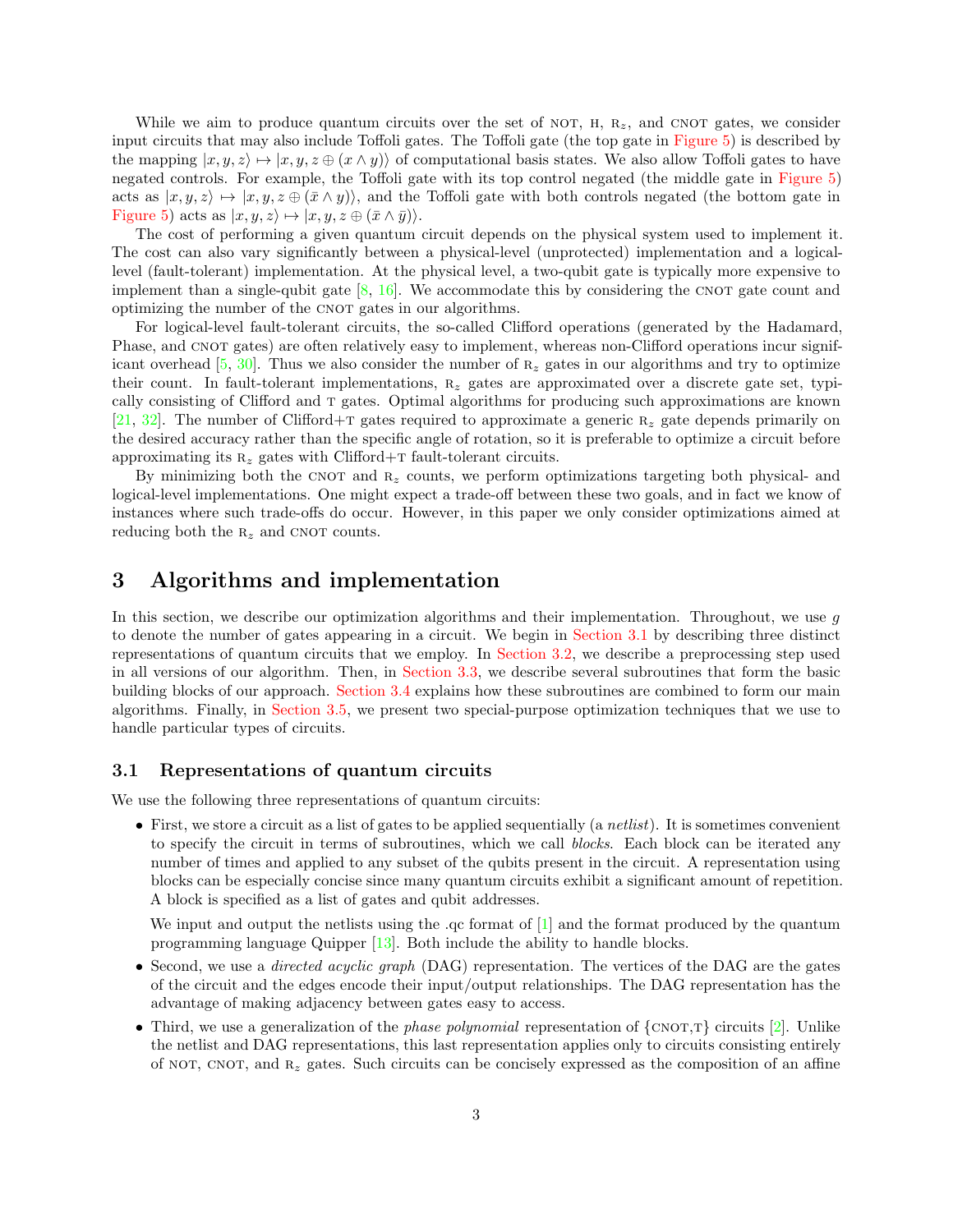While we aim to produce quantum circuits over the set of NOT, H, $R_z$, and CNOT gates, we consider input circuits that may also include Toffoli gates. The Toffoli gate (the top gate in Figure 5) is described by the mapping $|x, y, z\rangle \mapsto |x, y, z \oplus (x \wedge y)\rangle$ of computational basis states. We also allow Toffoli gates to have negated controls. For example, the Toffoli gate with its top control negated (the middle gate in Figure 5) acts as $|x, y, z\rangle \mapsto |x, y, z \oplus (\bar{x} \wedge y)\rangle$, and the Toffoli gate with both controls negated (the bottom gate in Figure 5) acts as $|x, y, z\rangle \mapsto |x, y, z \oplus (\bar{x} \wedge \bar{y})\rangle$.

The cost of performing a given quantum circuit depends on the physical system used to implement it. The cost can also vary significantly between a physical-level (unprotected) implementation and a logical-level (fault-tolerant) implementation. At the physical level, a two-qubit gate is typically more expensive to implement than a single-qubit gate [8, 16]. We accommodate this by considering the CNOT gate count and optimizing the number of the CNOT gates in our algorithms.

For logical-level fault-tolerant circuits, the so-called Clifford operations (generated by the Hadamard, Phase, and CNOT gates) are often relatively easy to implement, whereas non-Clifford operations incur significant overhead [5, 30]. Thus we also consider the number of $R_z$ gates in our algorithms and try to optimize their count. In fault-tolerant implementations, $R_z$ gates are approximated over a discrete gate set, typically consisting of Clifford and T gates. Optimal algorithms for producing such approximations are known [21, 32]. The number of Clifford+T gates required to approximate a generic $R_z$ gate depends primarily on the desired accuracy rather than the specific angle of rotation, so it is preferable to optimize a circuit before approximating its $R_z$ gates with Clifford+T fault-tolerant circuits.

By minimizing both the CNOT and $R_z$ counts, we perform optimizations targeting both physical- and logical-level implementations. One might expect a trade-off between these two goals, and in fact we know of instances where such trade-offs do occur. However, in this paper we only consider optimizations aimed at reducing both the $R_z$ and CNOT counts.

# 3 Algorithms and implementation

In this section, we describe our optimization algorithms and their implementation. Throughout, we use $g$ to denote the number of gates appearing in a circuit. We begin in Section 3.1 by describing three distinct representations of quantum circuits that we employ. In Section 3.2, we describe a preprocessing step used in all versions of our algorithm. Then, in Section 3.3, we describe several subroutines that form the basic building blocks of our approach. Section 3.4 explains how these subroutines are combined to form our main algorithms. Finally, in Section 3.5, we present two special-purpose optimization techniques that we use to handle particular types of circuits.

## 3.1 Representations of quantum circuits

We use the following three representations of quantum circuits:

- First, we store a circuit as a list of gates to be applied sequentially (a *netlist*). It is sometimes convenient to specify the circuit in terms of subroutines, which we call *blocks*. Each block can be iterated any number of times and applied to any subset of the qubits present in the circuit. A representation using blocks can be especially concise since many quantum circuits exhibit a significant amount of repetition. A block is specified as a list of gates and qubit addresses.

  We input and output the netlists using the .qc format of [1] and the format produced by the quantum programming language Quipper [13]. Both include the ability to handle blocks.

- Second, we use a *directed acyclic graph* (DAG) representation. The vertices of the DAG are the gates of the circuit and the edges encode their input/output relationships. The DAG representation has the advantage of making adjacency between gates easy to access.

- Third, we use a generalization of the *phase polynomial* representation of {CNOT,T} circuits [2]. Unlike the netlist and DAG representations, this last representation applies only to circuits consisting entirely of NOT, CNOT, and $R_z$ gates. Such circuits can be concisely expressed as the composition of an affine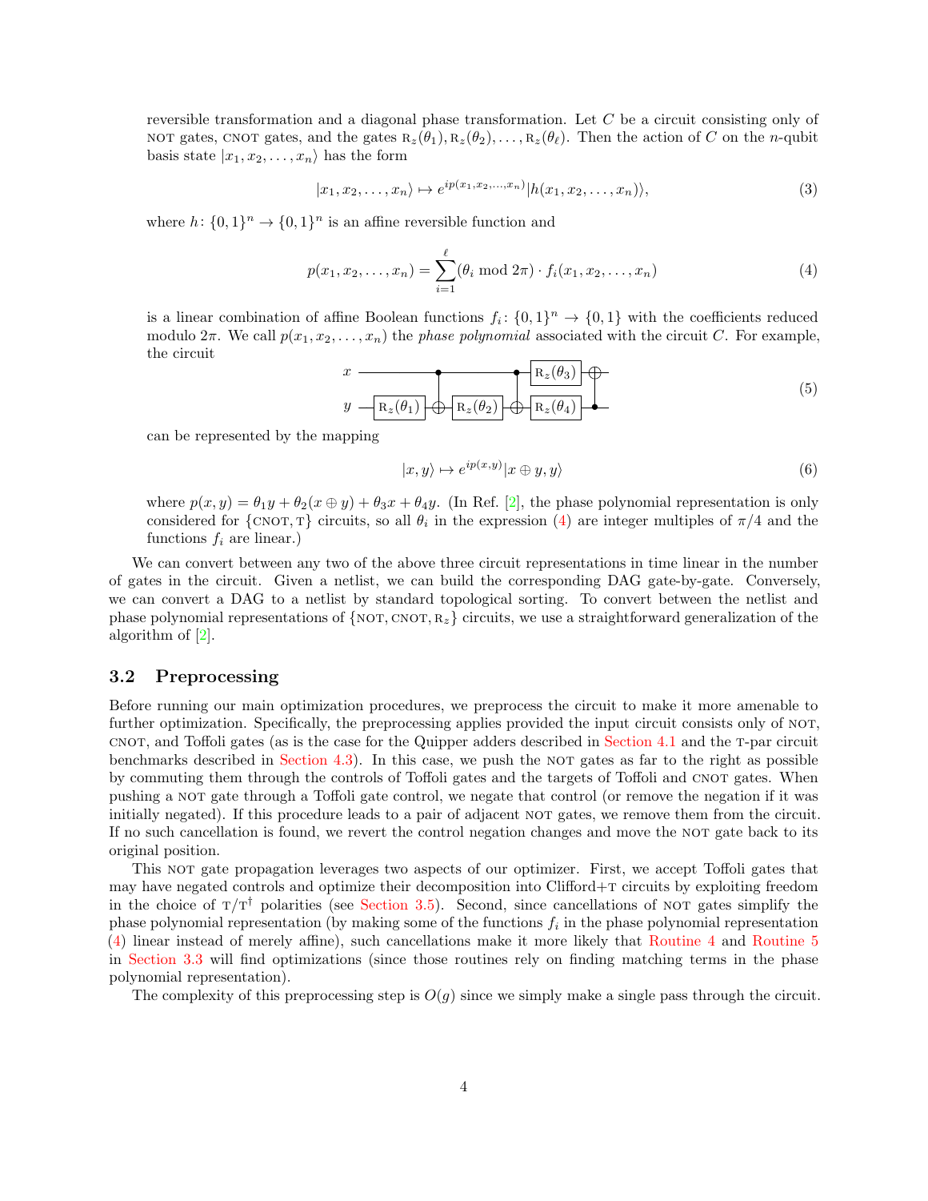reversible transformation and a diagonal phase transformation. Let $C$ be a circuit consisting only of NOT gates, CNOT gates, and the gates $\mathrm{R}_z(\theta_1), \mathrm{R}_z(\theta_2), \ldots, \mathrm{R}_z(\theta_\ell)$. Then the action of $C$ on the $n$-qubit basis state $|x_1, x_2, \ldots, x_n\rangle$ has the form

$$|x_1, x_2, \ldots, x_n\rangle \mapsto e^{ip(x_1, x_2, \ldots, x_n)}|h(x_1, x_2, \ldots, x_n)\rangle, \tag{3}$$

where $h\colon \{0,1\}^n \to \{0,1\}^n$ is an affine reversible function and

$$p(x_1, x_2, \ldots, x_n) = \sum_{i=1}^{\ell} (\theta_i \bmod 2\pi) \cdot f_i(x_1, x_2, \ldots, x_n) \tag{4}$$

is a linear combination of affine Boolean functions $f_i\colon \{0,1\}^n \to \{0,1\}$ with the coefficients reduced modulo $2\pi$. We call $p(x_1, x_2, \ldots, x_n)$ the *phase polynomial* associated with the circuit $C$. For example, the circuit

x
y
$\mathrm{R}_z(\theta_1)$
$\mathrm{R}_z(\theta_2)$
$\mathrm{R}_z(\theta_3)$
$\mathrm{R}_z(\theta_4)$
(5)

can be represented by the mapping

$$|x, y\rangle \mapsto e^{ip(x,y)}|x \oplus y, y\rangle \tag{6}$$

where $p(x, y) = \theta_1 y + \theta_2(x \oplus y) + \theta_3 x + \theta_4 y$. (In Ref. [2], the phase polynomial representation is only considered for $\{$CNOT, T$\}$ circuits, so all $\theta_i$ in the expression (4) are integer multiples of $\pi/4$ and the functions $f_i$ are linear.)

We can convert between any two of the above three circuit representations in time linear in the number of gates in the circuit. Given a netlist, we can build the corresponding DAG gate-by-gate. Conversely, we can convert a DAG to a netlist by standard topological sorting. To convert between the netlist and phase polynomial representations of $\{$NOT, CNOT, $\mathrm{R}_z\}$ circuits, we use a straightforward generalization of the algorithm of [2].

## 3.2 Preprocessing

Before running our main optimization procedures, we preprocess the circuit to make it more amenable to further optimization. Specifically, the preprocessing applies provided the input circuit consists only of NOT, CNOT, and Toffoli gates (as is the case for the Quipper adders described in Section 4.1 and the T-par circuit benchmarks described in Section 4.3). In this case, we push the NOT gates as far to the right as possible by commuting them through the controls of Toffoli gates and the targets of Toffoli and CNOT gates. When pushing a NOT gate through a Toffoli gate control, we negate that control (or remove the negation if it was initially negated). If this procedure leads to a pair of adjacent NOT gates, we remove them from the circuit. If no such cancellation is found, we revert the control negation changes and move the NOT gate back to its original position.

This NOT gate propagation leverages two aspects of our optimizer. First, we accept Toffoli gates that may have negated controls and optimize their decomposition into Clifford+T circuits by exploiting freedom in the choice of T/T$^\dagger$ polarities (see Section 3.5). Second, since cancellations of NOT gates simplify the phase polynomial representation (by making some of the functions $f_i$ in the phase polynomial representation (4) linear instead of merely affine), such cancellations make it more likely that Routine 4 and Routine 5 in Section 3.3 will find optimizations (since those routines rely on finding matching terms in the phase polynomial representation).

The complexity of this preprocessing step is $O(g)$ since we simply make a single pass through the circuit.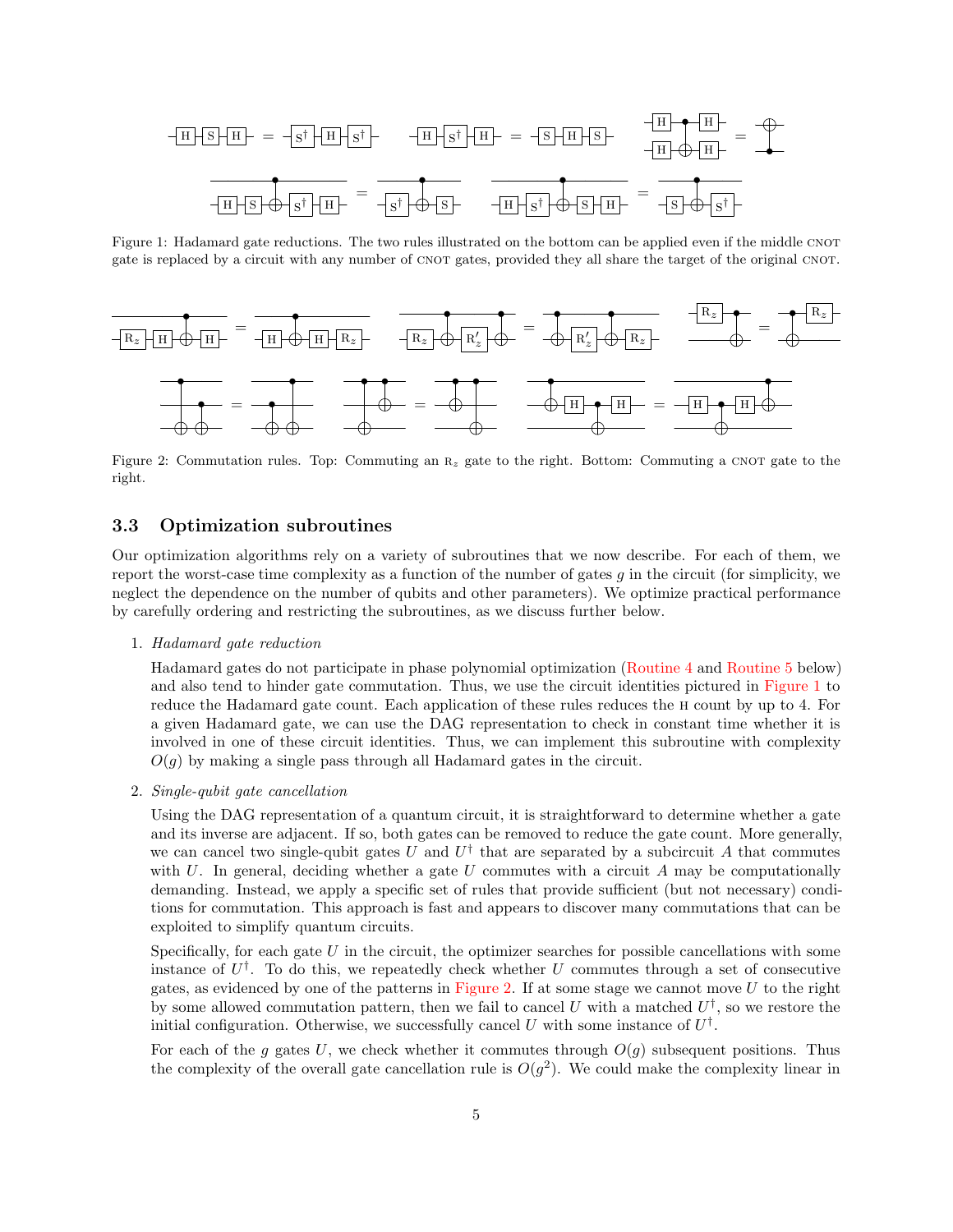Figure 1: Hadamard gate reductions. The two rules illustrated on the bottom can be applied even if the middle CNOT gate is replaced by a circuit with any number of CNOT gates, provided they all share the target of the original CNOT.

Figure 2: Commutation rules. Top: Commuting an $R_z$ gate to the right. Bottom: Commuting a CNOT gate to the right.

### 3.3 Optimization subroutines

Our optimization algorithms rely on a variety of subroutines that we now describe. For each of them, we report the worst-case time complexity as a function of the number of gates $g$ in the circuit (for simplicity, we neglect the dependence on the number of qubits and other parameters). We optimize practical performance by carefully ordering and restricting the subroutines, as we discuss further below.

1. *Hadamard gate reduction*

   Hadamard gates do not participate in phase polynomial optimization (Routine 4 and Routine 5 below) and also tend to hinder gate commutation. Thus, we use the circuit identities pictured in Figure 1 to reduce the Hadamard gate count. Each application of these rules reduces the H count by up to 4. For a given Hadamard gate, we can use the DAG representation to check in constant time whether it is involved in one of these circuit identities. Thus, we can implement this subroutine with complexity $O(g)$ by making a single pass through all Hadamard gates in the circuit.

2. *Single-qubit gate cancellation*

   Using the DAG representation of a quantum circuit, it is straightforward to determine whether a gate and its inverse are adjacent. If so, both gates can be removed to reduce the gate count. More generally, we can cancel two single-qubit gates $U$ and $U^\dagger$ that are separated by a subcircuit $A$ that commutes with $U$. In general, deciding whether a gate $U$ commutes with a circuit $A$ may be computationally demanding. Instead, we apply a specific set of rules that provide sufficient (but not necessary) conditions for commutation. This approach is fast and appears to discover many commutations that can be exploited to simplify quantum circuits.

   Specifically, for each gate $U$ in the circuit, the optimizer searches for possible cancellations with some instance of $U^\dagger$. To do this, we repeatedly check whether $U$ commutes through a set of consecutive gates, as evidenced by one of the patterns in Figure 2. If at some stage we cannot move $U$ to the right by some allowed commutation pattern, then we fail to cancel $U$ with a matched $U^\dagger$, so we restore the initial configuration. Otherwise, we successfully cancel $U$ with some instance of $U^\dagger$.

   For each of the $g$ gates $U$, we check whether it commutes through $O(g)$ subsequent positions. Thus the complexity of the overall gate cancellation rule is $O(g^2)$. We could make the complexity linear in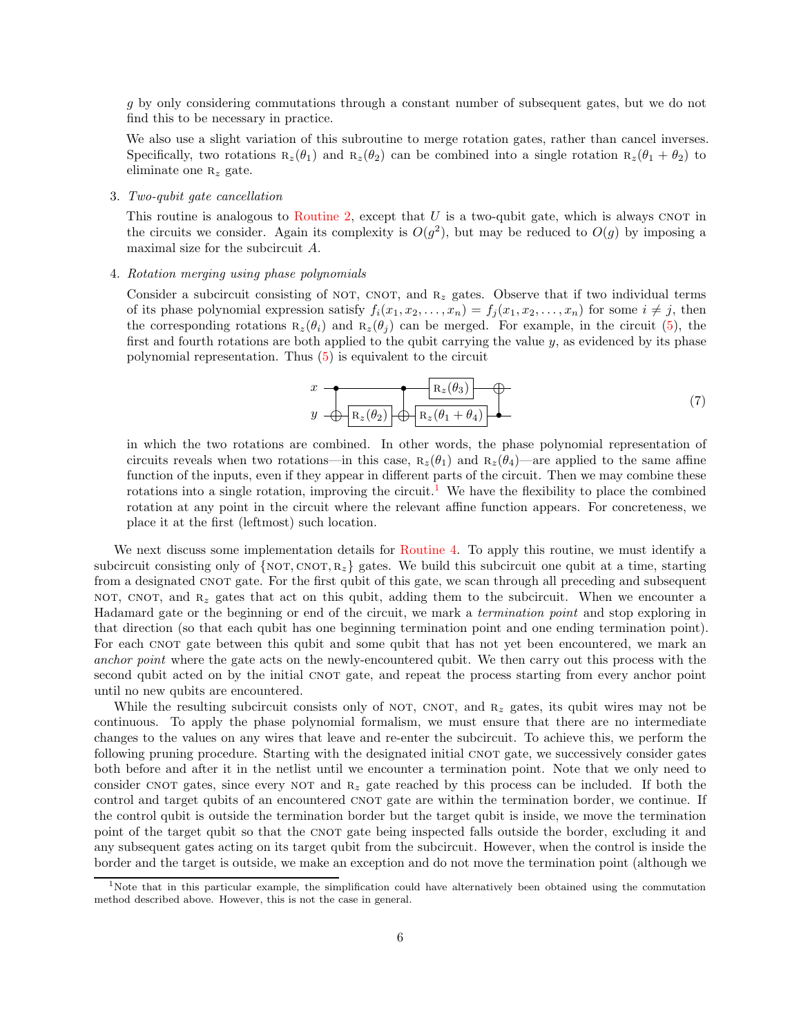$g$ by only considering commutations through a constant number of subsequent gates, but we do not find this to be necessary in practice.

We also use a slight variation of this subroutine to merge rotation gates, rather than cancel inverses. Specifically, two rotations $\mathrm{R}_z(\theta_1)$ and $\mathrm{R}_z(\theta_2)$ can be combined into a single rotation $\mathrm{R}_z(\theta_1 + \theta_2)$ to eliminate one $\mathrm{R}_z$ gate.

3. *Two-qubit gate cancellation*

   This routine is analogous to Routine 2, except that $U$ is a two-qubit gate, which is always CNOT in the circuits we consider. Again its complexity is $O(g^2)$, but may be reduced to $O(g)$ by imposing a maximal size for the subcircuit $A$.

4. *Rotation merging using phase polynomials*

   Consider a subcircuit consisting of NOT, CNOT, and $\mathrm{R}_z$ gates. Observe that if two individual terms of its phase polynomial expression satisfy $f_i(x_1, x_2, \ldots, x_n) = f_j(x_1, x_2, \ldots, x_n)$ for some $i \neq j$, then the corresponding rotations $\mathrm{R}_z(\theta_i)$ and $\mathrm{R}_z(\theta_j)$ can be merged. For example, in the circuit (5), the first and fourth rotations are both applied to the qubit carrying the value $y$, as evidenced by its phase polynomial representation. Thus (5) is equivalent to the circuit

   $x$ — $\mathrm{R}_z(\theta_3)$

   $y$ — $\mathrm{R}_z(\theta_2)$ — $\mathrm{R}_z(\theta_1 + \theta_4)$ (7)

   in which the two rotations are combined. In other words, the phase polynomial representation of circuits reveals when two rotations—in this case, $\mathrm{R}_z(\theta_1)$ and $\mathrm{R}_z(\theta_4)$—are applied to the same affine function of the inputs, even if they appear in different parts of the circuit. Then we may combine these rotations into a single rotation, improving the circuit.[1] We have the flexibility to place the combined rotation at any point in the circuit where the relevant affine function appears. For concreteness, we place it at the first (leftmost) such location.

We next discuss some implementation details for Routine 4. To apply this routine, we must identify a subcircuit consisting only of $\{\text{NOT}, \text{CNOT}, \mathrm{R}_z\}$ gates. We build this subcircuit one qubit at a time, starting from a designated CNOT gate. For the first qubit of this gate, we scan through all preceding and subsequent NOT, CNOT, and $\mathrm{R}_z$ gates that act on this qubit, adding them to the subcircuit. When we encounter a Hadamard gate or the beginning or end of the circuit, we mark a *termination point* and stop exploring in that direction (so that each qubit has one beginning termination point and one ending termination point). For each CNOT gate between this qubit and some qubit that has not yet been encountered, we mark an *anchor point* where the gate acts on the newly-encountered qubit. We then carry out this process with the second qubit acted on by the initial CNOT gate, and repeat the process starting from every anchor point until no new qubits are encountered.

While the resulting subcircuit consists only of NOT, CNOT, and $\mathrm{R}_z$ gates, its qubit wires may not be continuous. To apply the phase polynomial formalism, we must ensure that there are no intermediate changes to the values on any wires that leave and re-enter the subcircuit. To achieve this, we perform the following pruning procedure. Starting with the designated initial CNOT gate, we successively consider gates both before and after it in the netlist until we encounter a termination point. Note that we only need to consider CNOT gates, since every NOT and $\mathrm{R}_z$ gate reached by this process can be included. If both the control and target qubits of an encountered CNOT gate are within the termination border, we continue. If the control qubit is outside the termination border but the target qubit is inside, we move the termination point of the target qubit so that the CNOT gate being inspected falls outside the border, excluding it and any subsequent gates acting on its target qubit from the subcircuit. However, when the control is inside the border and the target is outside, we make an exception and do not move the termination point (although we

[1] Note that in this particular example, the simplification could have alternatively been obtained using the commutation method described above. However, this is not the case in general.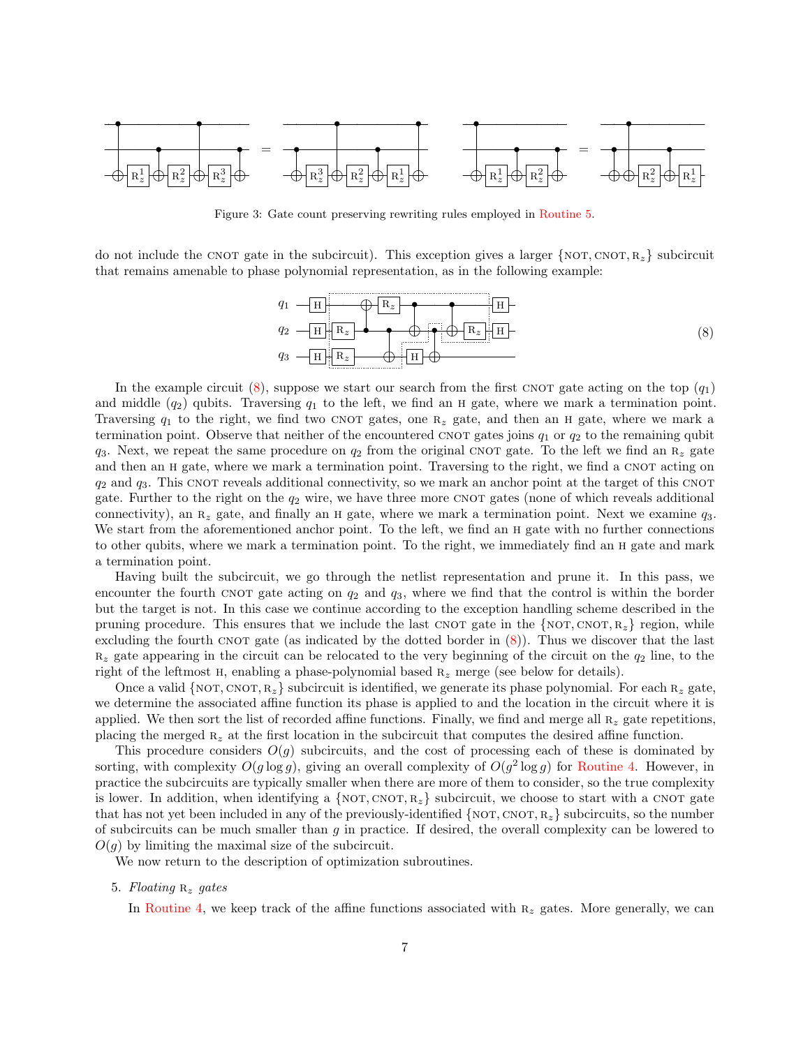Figure 3: Gate count preserving rewriting rules employed in Routine 5.

do not include the CNOT gate in the subcircuit). This exception gives a larger $\{\text{NOT}, \text{CNOT}, \text{R}_z\}$ subcircuit that remains amenable to phase polynomial representation, as in the following example:

(8)

In the example circuit (8), suppose we start our search from the first CNOT gate acting on the top ($q_1$) and middle ($q_2$) qubits. Traversing $q_1$ to the left, we find an H gate, where we mark a termination point. Traversing $q_1$ to the right, we find two CNOT gates, one $\text{R}_z$ gate, and then an H gate, where we mark a termination point. Observe that neither of the encountered CNOT gates joins $q_1$ or $q_2$ to the remaining qubit $q_3$. Next, we repeat the same procedure on $q_2$ from the original CNOT gate. To the left we find an $\text{R}_z$ gate and then an H gate, where we mark a termination point. Traversing to the right, we find a CNOT acting on $q_2$ and $q_3$. This CNOT reveals additional connectivity, so we mark an anchor point at the target of this CNOT gate. Further to the right on the $q_2$ wire, we have three more CNOT gates (none of which reveals additional connectivity), an $\text{R}_z$ gate, and finally an H gate, where we mark a termination point. Next we examine $q_3$. We start from the aforementioned anchor point. To the left, we find an H gate with no further connections to other qubits, where we mark a termination point. To the right, we immediately find an H gate and mark a termination point.

Having built the subcircuit, we go through the netlist representation and prune it. In this pass, we encounter the fourth CNOT gate acting on $q_2$ and $q_3$, where we find that the control is within the border but the target is not. In this case we continue according to the exception handling scheme described in the pruning procedure. This ensures that we include the last CNOT gate in the $\{\text{NOT}, \text{CNOT}, \text{R}_z\}$ region, while excluding the fourth CNOT gate (as indicated by the dotted border in (8)). Thus we discover that the last $\text{R}_z$ gate appearing in the circuit can be relocated to the very beginning of the circuit on the $q_2$ line, to the right of the leftmost H, enabling a phase-polynomial based $\text{R}_z$ merge (see below for details).

Once a valid $\{\text{NOT}, \text{CNOT}, \text{R}_z\}$ subcircuit is identified, we generate its phase polynomial. For each $\text{R}_z$ gate, we determine the associated affine function its phase is applied to and the location in the circuit where it is applied. We then sort the list of recorded affine functions. Finally, we find and merge all $\text{R}_z$ gate repetitions, placing the merged $\text{R}_z$ at the first location in the subcircuit that computes the desired affine function.

This procedure considers $O(g)$ subcircuits, and the cost of processing each of these is dominated by sorting, with complexity $O(g \log g)$, giving an overall complexity of $O(g^2 \log g)$ for Routine 4. However, in practice the subcircuits are typically smaller when there are more of them to consider, so the true complexity is lower. In addition, when identifying a $\{\text{NOT}, \text{CNOT}, \text{R}_z\}$ subcircuit, we choose to start with a CNOT gate that has not yet been included in any of the previously-identified $\{\text{NOT}, \text{CNOT}, \text{R}_z\}$ subcircuits, so the number of subcircuits can be much smaller than $g$ in practice. If desired, the overall complexity can be lowered to $O(g)$ by limiting the maximal size of the subcircuit.

We now return to the description of optimization subroutines.

5. *Floating* $\text{R}_z$ *gates*

In Routine 4, we keep track of the affine functions associated with $\text{R}_z$ gates. More generally, we can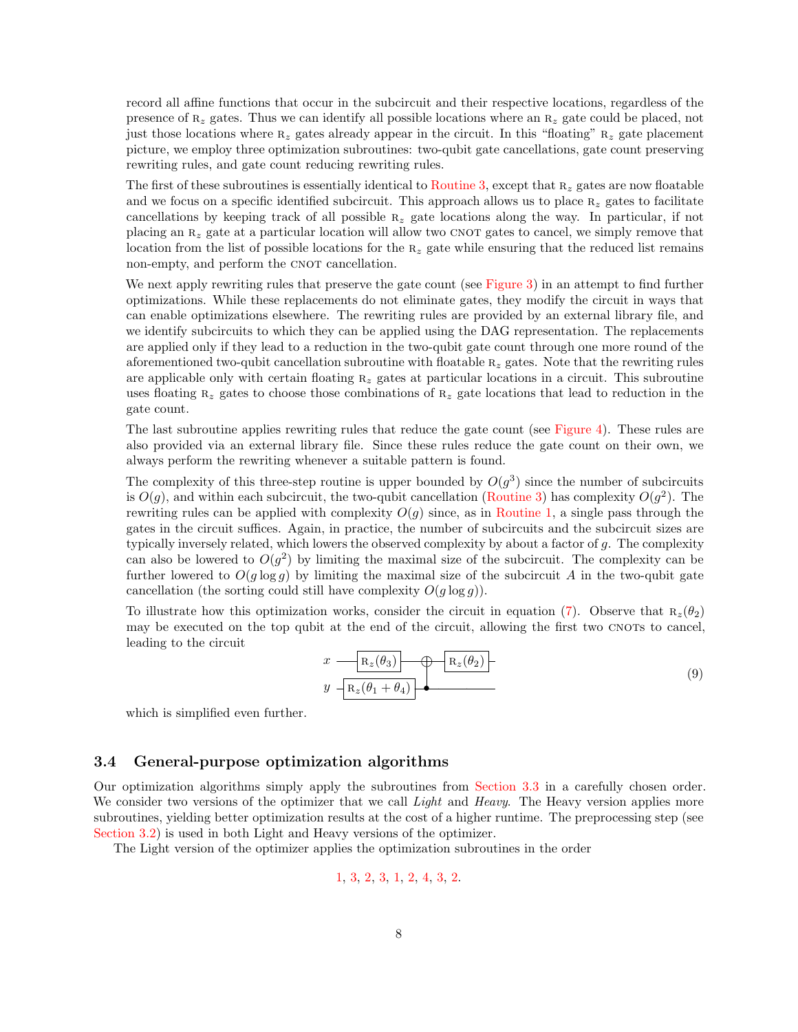record all affine functions that occur in the subcircuit and their respective locations, regardless of the presence of $\mathrm{R}_z$ gates. Thus we can identify all possible locations where an $\mathrm{R}_z$ gate could be placed, not just those locations where $\mathrm{R}_z$ gates already appear in the circuit. In this "floating" $\mathrm{R}_z$ gate placement picture, we employ three optimization subroutines: two-qubit gate cancellations, gate count preserving rewriting rules, and gate count reducing rewriting rules.

The first of these subroutines is essentially identical to Routine 3, except that $\mathrm{R}_z$ gates are now floatable and we focus on a specific identified subcircuit. This approach allows us to place $\mathrm{R}_z$ gates to facilitate cancellations by keeping track of all possible $\mathrm{R}_z$ gate locations along the way. In particular, if not placing an $\mathrm{R}_z$ gate at a particular location will allow two CNOT gates to cancel, we simply remove that location from the list of possible locations for the $\mathrm{R}_z$ gate while ensuring that the reduced list remains non-empty, and perform the CNOT cancellation.

We next apply rewriting rules that preserve the gate count (see Figure 3) in an attempt to find further optimizations. While these replacements do not eliminate gates, they modify the circuit in ways that can enable optimizations elsewhere. The rewriting rules are provided by an external library file, and we identify subcircuits to which they can be applied using the DAG representation. The replacements are applied only if they lead to a reduction in the two-qubit gate count through one more round of the aforementioned two-qubit cancellation subroutine with floatable $\mathrm{R}_z$ gates. Note that the rewriting rules are applicable only with certain floating $\mathrm{R}_z$ gates at particular locations in a circuit. This subroutine uses floating $\mathrm{R}_z$ gates to choose those combinations of $\mathrm{R}_z$ gate locations that lead to reduction in the gate count.

The last subroutine applies rewriting rules that reduce the gate count (see Figure 4). These rules are also provided via an external library file. Since these rules reduce the gate count on their own, we always perform the rewriting whenever a suitable pattern is found.

The complexity of this three-step routine is upper bounded by $O(g^3)$ since the number of subcircuits is $O(g)$, and within each subcircuit, the two-qubit cancellation (Routine 3) has complexity $O(g^2)$. The rewriting rules can be applied with complexity $O(g)$ since, as in Routine 1, a single pass through the gates in the circuit suffices. Again, in practice, the number of subcircuits and the subcircuit sizes are typically inversely related, which lowers the observed complexity by about a factor of $g$. The complexity can also be lowered to $O(g^2)$ by limiting the maximal size of the subcircuit. The complexity can be further lowered to $O(g \log g)$ by limiting the maximal size of the subcircuit $A$ in the two-qubit gate cancellation (the sorting could still have complexity $O(g \log g)$).

To illustrate how this optimization works, consider the circuit in equation (7). Observe that $\mathrm{R}_z(\theta_2)$ may be executed on the top qubit at the end of the circuit, allowing the first two CNOTs to cancel, leading to the circuit

$$
\begin{array}{lcccc}
x & — & \boxed{\mathrm{R}_z(\theta_3)} & \oplus & \boxed{\mathrm{R}_z(\theta_2)} \\
y & — & \boxed{\mathrm{R}_z(\theta_1+\theta_4)} & \bullet & —
\end{array}
\tag{9}
$$

which is simplified even further.

### 3.4 General-purpose optimization algorithms

Our optimization algorithms simply apply the subroutines from Section 3.3 in a carefully chosen order. We consider two versions of the optimizer that we call *Light* and *Heavy*. The Heavy version applies more subroutines, yielding better optimization results at the cost of a higher runtime. The preprocessing step (see Section 3.2) is used in both Light and Heavy versions of the optimizer.

The Light version of the optimizer applies the optimization subroutines in the order

1, 3, 2, 3, 1, 2, 4, 3, 2.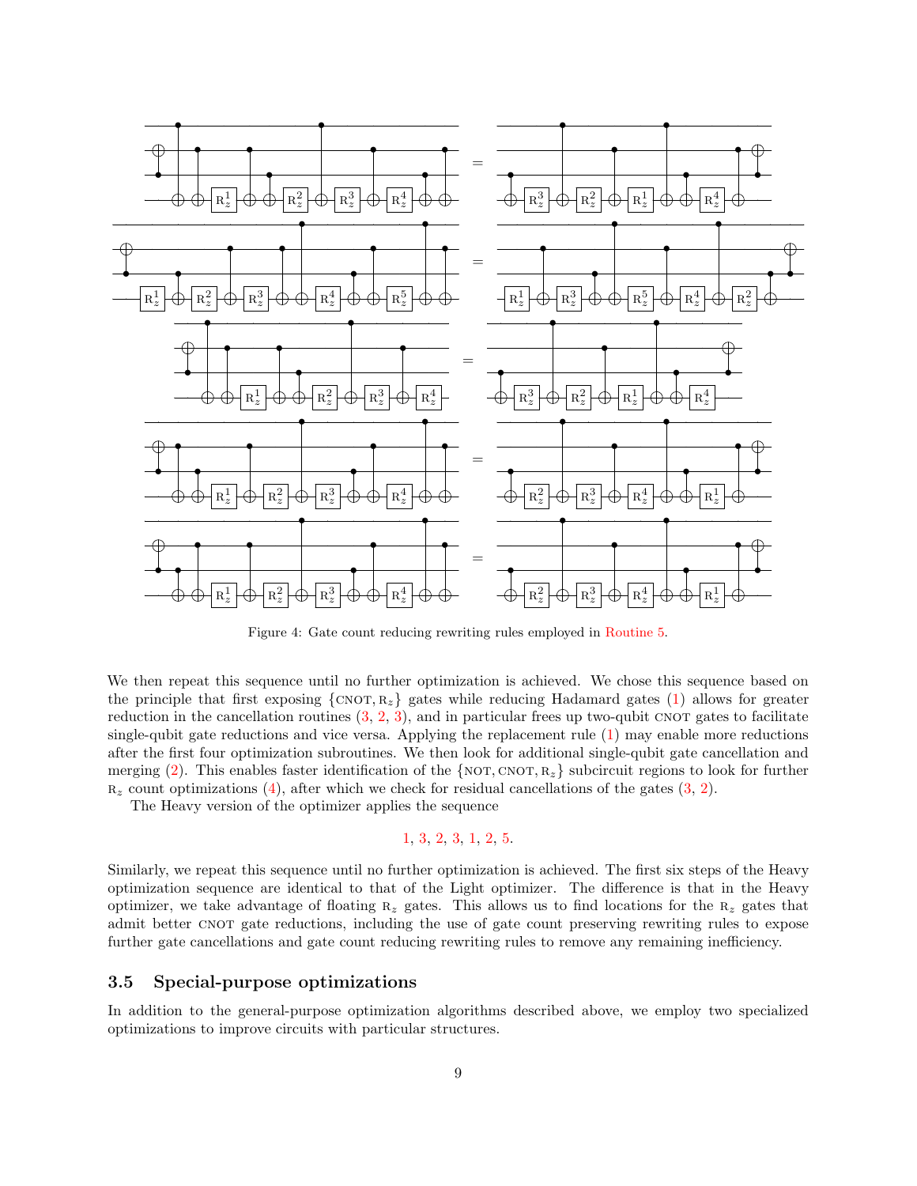Figure 4: Gate count reducing rewriting rules employed in Routine 5.

We then repeat this sequence until no further optimization is achieved. We chose this sequence based on the principle that first exposing {CNOT, $R_z$} gates while reducing Hadamard gates (1) allows for greater reduction in the cancellation routines (3, 2, 3), and in particular frees up two-qubit CNOT gates to facilitate single-qubit gate reductions and vice versa. Applying the replacement rule (1) may enable more reductions after the first four optimization subroutines. We then look for additional single-qubit gate cancellation and merging (2). This enables faster identification of the {NOT, CNOT, $R_z$} subcircuit regions to look for further $R_z$ count optimizations (4), after which we check for residual cancellations of the gates (3, 2).

The Heavy version of the optimizer applies the sequence

1, 3, 2, 3, 1, 2, 5.

Similarly, we repeat this sequence until no further optimization is achieved. The first six steps of the Heavy optimization sequence are identical to that of the Light optimizer. The difference is that in the Heavy optimizer, we take advantage of floating $R_z$ gates. This allows us to find locations for the $R_z$ gates that admit better CNOT gate reductions, including the use of gate count preserving rewriting rules to expose further gate cancellations and gate count reducing rewriting rules to remove any remaining inefficiency.

## 3.5 Special-purpose optimizations

In addition to the general-purpose optimization algorithms described above, we employ two specialized optimizations to improve circuits with particular structures.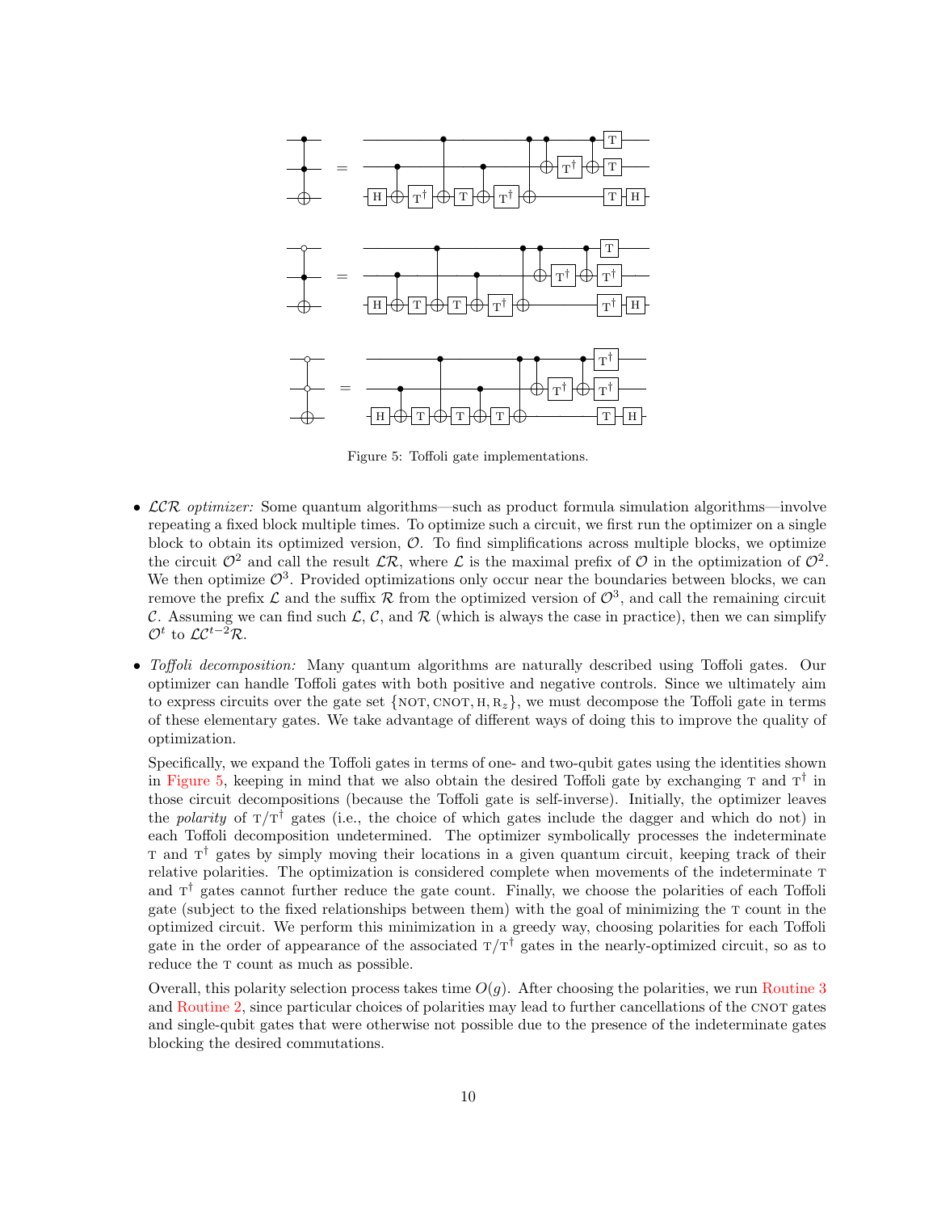Figure 5: Toffoli gate implementations.

- *$\mathcal{LCR}$ optimizer:* Some quantum algorithms—such as product formula simulation algorithms—involve repeating a fixed block multiple times. To optimize such a circuit, we first run the optimizer on a single block to obtain its optimized version, $\mathcal{O}$. To find simplifications across multiple blocks, we optimize the circuit $\mathcal{O}^2$ and call the result $\mathcal{LR}$, where $\mathcal{L}$ is the maximal prefix of $\mathcal{O}$ in the optimization of $\mathcal{O}^2$. We then optimize $\mathcal{O}^3$. Provided optimizations only occur near the boundaries between blocks, we can remove the prefix $\mathcal{L}$ and the suffix $\mathcal{R}$ from the optimized version of $\mathcal{O}^3$, and call the remaining circuit $\mathcal{C}$. Assuming we can find such $\mathcal{L}$, $\mathcal{C}$, and $\mathcal{R}$ (which is always the case in practice), then we can simplify $\mathcal{O}^t$ to $\mathcal{LC}^{t-2}\mathcal{R}$.

- *Toffoli decomposition:* Many quantum algorithms are naturally described using Toffoli gates. Our optimizer can handle Toffoli gates with both positive and negative controls. Since we ultimately aim to express circuits over the gate set $\{\text{NOT}, \text{CNOT}, \text{H}, \text{R}_z\}$, we must decompose the Toffoli gate in terms of these elementary gates. We take advantage of different ways of doing this to improve the quality of optimization.

  Specifically, we expand the Toffoli gates in terms of one- and two-qubit gates using the identities shown in Figure 5, keeping in mind that we also obtain the desired Toffoli gate by exchanging T and $\text{T}^\dagger$ in those circuit decompositions (because the Toffoli gate is self-inverse). Initially, the optimizer leaves the *polarity* of $\text{T}/\text{T}^\dagger$ gates (i.e., the choice of which gates include the dagger and which do not) in each Toffoli decomposition undetermined. The optimizer symbolically processes the indeterminate T and $\text{T}^\dagger$ gates by simply moving their locations in a given quantum circuit, keeping track of their relative polarities. The optimization is considered complete when movements of the indeterminate T and $\text{T}^\dagger$ gates cannot further reduce the gate count. Finally, we choose the polarities of each Toffoli gate (subject to the fixed relationships between them) with the goal of minimizing the T count in the optimized circuit. We perform this minimization in a greedy way, choosing polarities for each Toffoli gate in the order of appearance of the associated $\text{T}/\text{T}^\dagger$ gates in the nearly-optimized circuit, so as to reduce the T count as much as possible.

  Overall, this polarity selection process takes time $O(g)$. After choosing the polarities, we run Routine 3 and Routine 2, since particular choices of polarities may lead to further cancellations of the CNOT gates and single-qubit gates that were otherwise not possible due to the presence of the indeterminate gates blocking the desired commutations.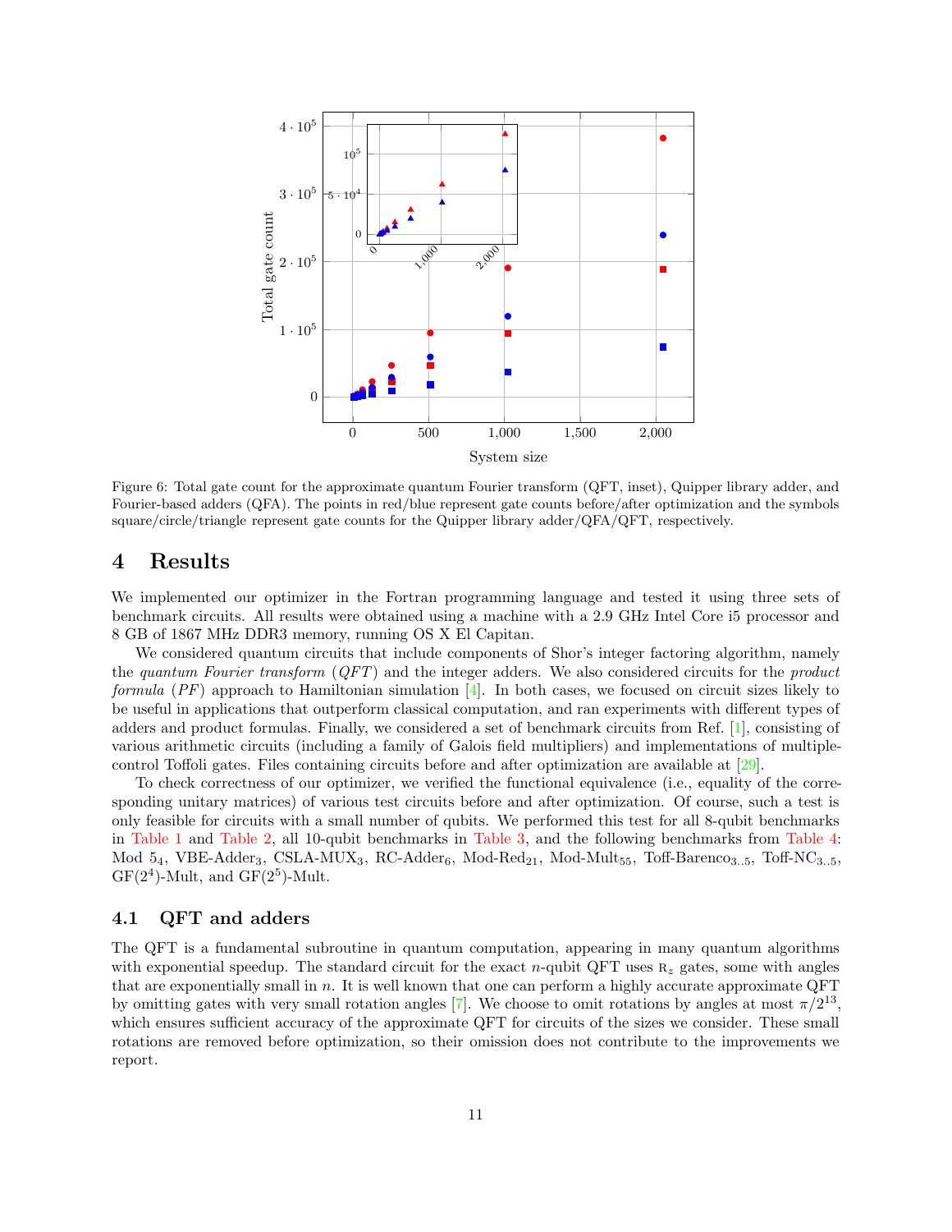$4 \cdot 10^5$
$3 \cdot 10^5$
$2 \cdot 10^5$
$1 \cdot 10^5$
0
Total gate count
0
500
1,000
1,500
2,000
System size

$10^5$
$5 \cdot 10^4$
0
0
1,000
2,000

Figure 6: Total gate count for the approximate quantum Fourier transform (QFT, inset), Quipper library adder, and Fourier-based adders (QFA). The points in red/blue represent gate counts before/after optimization and the symbols square/circle/triangle represent gate counts for the Quipper library adder/QFA/QFT, respectively.

# 4 Results

We implemented our optimizer in the Fortran programming language and tested it using three sets of benchmark circuits. All results were obtained using a machine with a 2.9 GHz Intel Core i5 processor and 8 GB of 1867 MHz DDR3 memory, running OS X El Capitan.

We considered quantum circuits that include components of Shor's integer factoring algorithm, namely the *quantum Fourier transform* (*QFT*) and the integer adders. We also considered circuits for the *product formula* (*PF*) approach to Hamiltonian simulation [4]. In both cases, we focused on circuit sizes likely to be useful in applications that outperform classical computation, and ran experiments with different types of adders and product formulas. Finally, we considered a set of benchmark circuits from Ref. [1], consisting of various arithmetic circuits (including a family of Galois field multipliers) and implementations of multiple-control Toffoli gates. Files containing circuits before and after optimization are available at [29].

To check correctness of our optimizer, we verified the functional equivalence (i.e., equality of the corresponding unitary matrices) of various test circuits before and after optimization. Of course, such a test is only feasible for circuits with a small number of qubits. We performed this test for all 8-qubit benchmarks in Table 1 and Table 2, all 10-qubit benchmarks in Table 3, and the following benchmarks from Table 4: Mod $5_4$, VBE-Adder$_3$, CSLA-MUX$_3$, RC-Adder$_6$, Mod-Red$_{21}$, Mod-Mult$_{55}$, Toff-Barenco$_{3..5}$, Toff-NC$_{3..5}$, GF($2^4$)-Mult, and GF($2^5$)-Mult.

## 4.1 QFT and adders

The QFT is a fundamental subroutine in quantum computation, appearing in many quantum algorithms with exponential speedup. The standard circuit for the exact $n$-qubit QFT uses $\mathrm{R}_z$ gates, some with angles that are exponentially small in $n$. It is well known that one can perform a highly accurate approximate QFT by omitting gates with very small rotation angles [7]. We choose to omit rotations by angles at most $\pi/2^{13}$, which ensures sufficient accuracy of the approximate QFT for circuits of the sizes we consider. These small rotations are removed before optimization, so their omission does not contribute to the improvements we report.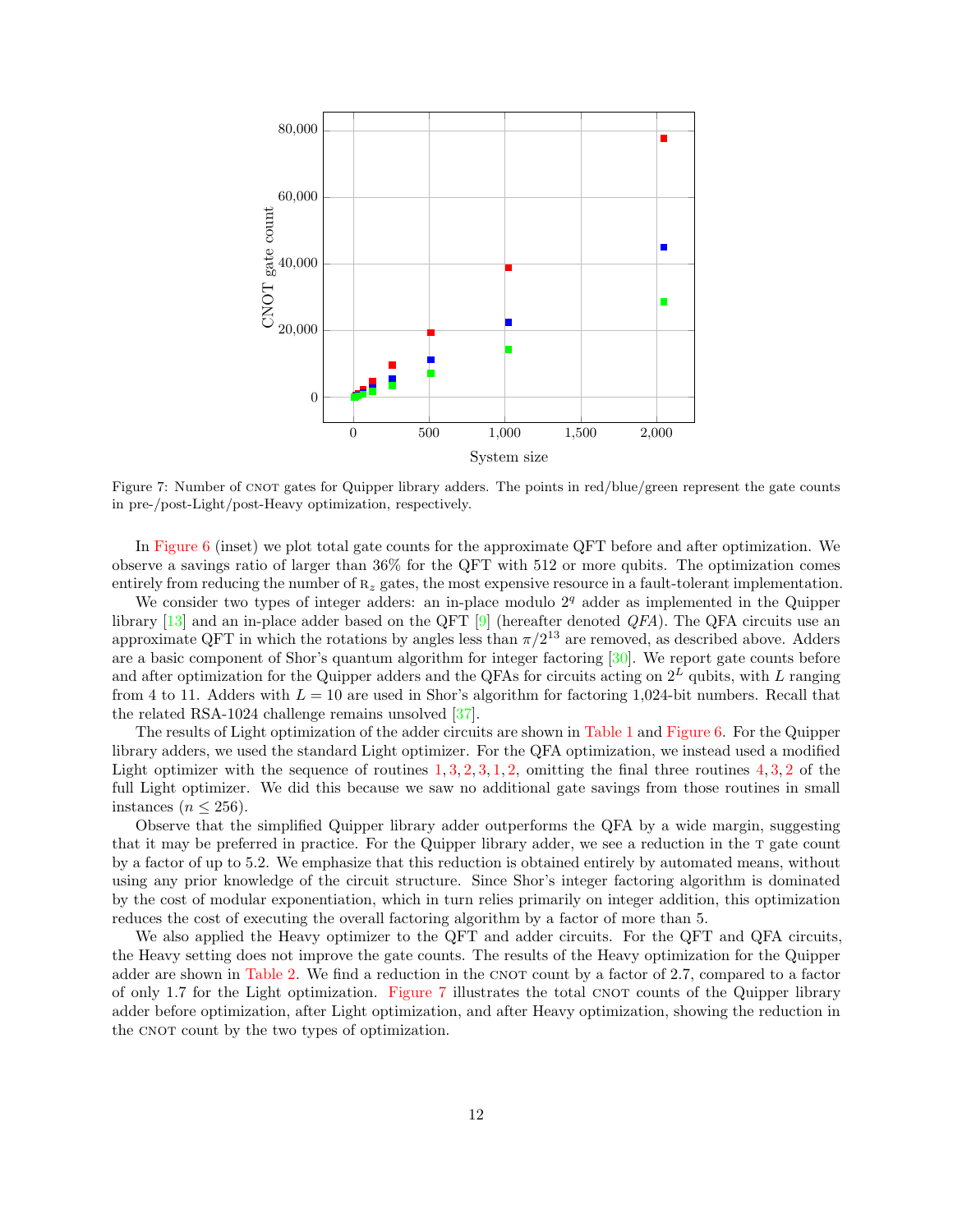80,000
60,000
40,000
20,000
0
CNOT gate count
0
500
1,000
1,500
2,000
System size

Figure 7: Number of CNOT gates for Quipper library adders. The points in red/blue/green represent the gate counts in pre-/post-Light/post-Heavy optimization, respectively.

In Figure 6 (inset) we plot total gate counts for the approximate QFT before and after optimization. We observe a savings ratio of larger than 36% for the QFT with 512 or more qubits. The optimization comes entirely from reducing the number of $R_z$ gates, the most expensive resource in a fault-tolerant implementation.

We consider two types of integer adders: an in-place modulo $2^q$ adder as implemented in the Quipper library [13] and an in-place adder based on the QFT [9] (hereafter denoted *QFA*). The QFA circuits use an approximate QFT in which the rotations by angles less than $\pi/2^{13}$ are removed, as described above. Adders are a basic component of Shor's quantum algorithm for integer factoring [30]. We report gate counts before and after optimization for the Quipper adders and the QFAs for circuits acting on $2^L$ qubits, with $L$ ranging from 4 to 11. Adders with $L = 10$ are used in Shor's algorithm for factoring 1,024-bit numbers. Recall that the related RSA-1024 challenge remains unsolved [37].

The results of Light optimization of the adder circuits are shown in Table 1 and Figure 6. For the Quipper library adders, we used the standard Light optimizer. For the QFA optimization, we instead used a modified Light optimizer with the sequence of routines 1, 3, 2, 3, 1, 2, omitting the final three routines 4, 3, 2 of the full Light optimizer. We did this because we saw no additional gate savings from those routines in small instances ($n \leq 256$).

Observe that the simplified Quipper library adder outperforms the QFA by a wide margin, suggesting that it may be preferred in practice. For the Quipper library adder, we see a reduction in the T gate count by a factor of up to 5.2. We emphasize that this reduction is obtained entirely by automated means, without using any prior knowledge of the circuit structure. Since Shor's integer factoring algorithm is dominated by the cost of modular exponentiation, which in turn relies primarily on integer addition, this optimization reduces the cost of executing the overall factoring algorithm by a factor of more than 5.

We also applied the Heavy optimizer to the QFT and adder circuits. For the QFT and QFA circuits, the Heavy setting does not improve the gate counts. The results of the Heavy optimization for the Quipper adder are shown in Table 2. We find a reduction in the CNOT count by a factor of 2.7, compared to a factor of only 1.7 for the Light optimization. Figure 7 illustrates the total CNOT counts of the Quipper library adder before optimization, after Light optimization, and after Heavy optimization, showing the reduction in the CNOT count by the two types of optimization.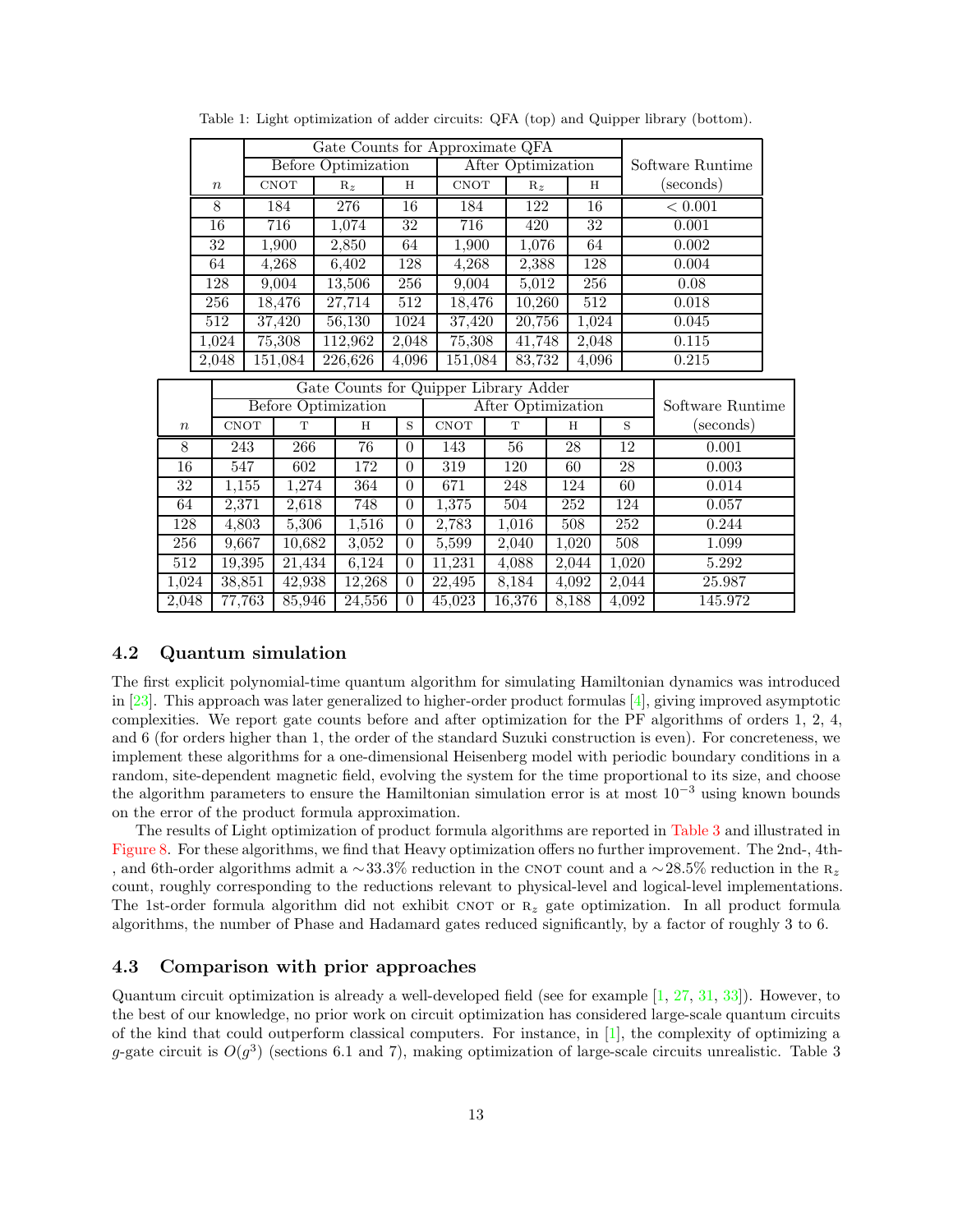Table 1: Light optimization of adder circuits: QFA (top) and Quipper library (bottom).

| | Gate Counts for Approximate QFA | | | | | | Software Runtime |
|---|---|---|---|---|---|---|---|
| | Before Optimization | | | After Optimization | | | (seconds) |
| $n$ | CNOT | $R_z$ | H | CNOT | $R_z$ | H | |
| 8 | 184 | 276 | 16 | 184 | 122 | 16 | < 0.001 |
| 16 | 716 | 1,074 | 32 | 716 | 420 | 32 | 0.001 |
| 32 | 1,900 | 2,850 | 64 | 1,900 | 1,076 | 64 | 0.002 |
| 64 | 4,268 | 6,402 | 128 | 4,268 | 2,388 | 128 | 0.004 |
| 128 | 9,004 | 13,506 | 256 | 9,004 | 5,012 | 256 | 0.08 |
| 256 | 18,476 | 27,714 | 512 | 18,476 | 10,260 | 512 | 0.018 |
| 512 | 37,420 | 56,130 | 1024 | 37,420 | 20,756 | 1,024 | 0.045 |
| 1,024 | 75,308 | 112,962 | 2,048 | 75,308 | 41,748 | 2,048 | 0.115 |
| 2,048 | 151,084 | 226,626 | 4,096 | 151,084 | 83,732 | 4,096 | 0.215 |

| | Gate Counts for Quipper Library Adder | | | | | | | | Software Runtime |
|---|---|---|---|---|---|---|---|---|---|
| | Before Optimization | | | | After Optimization | | | | (seconds) |
| $n$ | CNOT | T | H | S | CNOT | T | H | S | |
| 8 | 243 | 266 | 76 | 0 | 143 | 56 | 28 | 12 | 0.001 |
| 16 | 547 | 602 | 172 | 0 | 319 | 120 | 60 | 28 | 0.003 |
| 32 | 1,155 | 1,274 | 364 | 0 | 671 | 248 | 124 | 60 | 0.014 |
| 64 | 2,371 | 2,618 | 748 | 0 | 1,375 | 504 | 252 | 124 | 0.057 |
| 128 | 4,803 | 5,306 | 1,516 | 0 | 2,783 | 1,016 | 508 | 252 | 0.244 |
| 256 | 9,667 | 10,682 | 3,052 | 0 | 5,599 | 2,040 | 1,020 | 508 | 1.099 |
| 512 | 19,395 | 21,434 | 6,124 | 0 | 11,231 | 4,088 | 2,044 | 1,020 | 5.292 |
| 1,024 | 38,851 | 42,938 | 12,268 | 0 | 22,495 | 8,184 | 4,092 | 2,044 | 25.987 |
| 2,048 | 77,763 | 85,946 | 24,556 | 0 | 45,023 | 16,376 | 8,188 | 4,092 | 145.972 |

### 4.2 Quantum simulation

The first explicit polynomial-time quantum algorithm for simulating Hamiltonian dynamics was introduced in [23]. This approach was later generalized to higher-order product formulas [4], giving improved asymptotic complexities. We report gate counts before and after optimization for the PF algorithms of orders 1, 2, 4, and 6 (for orders higher than 1, the order of the standard Suzuki construction is even). For concreteness, we implement these algorithms for a one-dimensional Heisenberg model with periodic boundary conditions in a random, site-dependent magnetic field, evolving the system for the time proportional to its size, and choose the algorithm parameters to ensure the Hamiltonian simulation error is at most $10^{-3}$ using known bounds on the error of the product formula approximation.

The results of Light optimization of product formula algorithms are reported in Table 3 and illustrated in Figure 8. For these algorithms, we find that Heavy optimization offers no further improvement. The 2nd-, 4th-, and 6th-order algorithms admit a $\sim$33.3% reduction in the CNOT count and a $\sim$28.5% reduction in the $R_z$ count, roughly corresponding to the reductions relevant to physical-level and logical-level implementations. The 1st-order formula algorithm did not exhibit CNOT or $R_z$ gate optimization. In all product formula algorithms, the number of Phase and Hadamard gates reduced significantly, by a factor of roughly 3 to 6.

### 4.3 Comparison with prior approaches

Quantum circuit optimization is already a well-developed field (see for example [1, 27, 31, 33]). However, to the best of our knowledge, no prior work on circuit optimization has considered large-scale quantum circuits of the kind that could outperform classical computers. For instance, in [1], the complexity of optimizing a $g$-gate circuit is $O(g^3)$ (sections 6.1 and 7), making optimization of large-scale circuits unrealistic. Table 3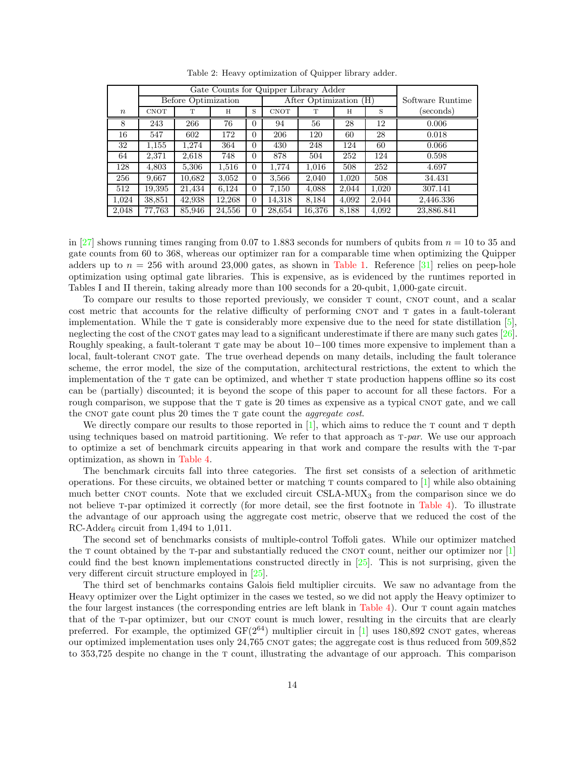Table 2: Heavy optimization of Quipper library adder.

| | Gate Counts for Quipper Library Adder | | | | | | | | Software Runtime |
|---|---|---|---|---|---|---|---|---|---|
| | Before Optimization | | | | After Optimization (H) | | | | |
| $n$ | CNOT | T | H | S | CNOT | T | H | S | (seconds) |
| 8 | 243 | 266 | 76 | 0 | 94 | 56 | 28 | 12 | 0.006 |
| 16 | 547 | 602 | 172 | 0 | 206 | 120 | 60 | 28 | 0.018 |
| 32 | 1,155 | 1,274 | 364 | 0 | 430 | 248 | 124 | 60 | 0.066 |
| 64 | 2,371 | 2,618 | 748 | 0 | 878 | 504 | 252 | 124 | 0.598 |
| 128 | 4,803 | 5,306 | 1,516 | 0 | 1,774 | 1,016 | 508 | 252 | 4.697 |
| 256 | 9,667 | 10,682 | 3,052 | 0 | 3,566 | 2,040 | 1,020 | 508 | 34.431 |
| 512 | 19,395 | 21,434 | 6,124 | 0 | 7,150 | 4,088 | 2,044 | 1,020 | 307.141 |
| 1,024 | 38,851 | 42,938 | 12,268 | 0 | 14,318 | 8,184 | 4,092 | 2,044 | 2,446.336 |
| 2,048 | 77,763 | 85,946 | 24,556 | 0 | 28,654 | 16,376 | 8,188 | 4,092 | 23,886.841 |

in [27] shows running times ranging from 0.07 to 1.883 seconds for numbers of qubits from $n = 10$ to 35 and gate counts from 60 to 368, whereas our optimizer ran for a comparable time when optimizing the Quipper adders up to $n = 256$ with around 23,000 gates, as shown in Table 1. Reference [31] relies on peep-hole optimization using optimal gate libraries. This is expensive, as is evidenced by the runtimes reported in Tables I and II therein, taking already more than 100 seconds for a 20-qubit, 1,000-gate circuit.

To compare our results to those reported previously, we consider T count, CNOT count, and a scalar cost metric that accounts for the relative difficulty of performing CNOT and T gates in a fault-tolerant implementation. While the T gate is considerably more expensive due to the need for state distillation [5], neglecting the cost of the CNOT gates may lead to a significant underestimate if there are many such gates [26]. Roughly speaking, a fault-tolerant T gate may be about 10−100 times more expensive to implement than a local, fault-tolerant CNOT gate. The true overhead depends on many details, including the fault tolerance scheme, the error model, the size of the computation, architectural restrictions, the extent to which the implementation of the T gate can be optimized, and whether T state production happens offline so its cost can be (partially) discounted; it is beyond the scope of this paper to account for all these factors. For a rough comparison, we suppose that the T gate is 20 times as expensive as a typical CNOT gate, and we call the CNOT gate count plus 20 times the T gate count the *aggregate cost*.

We directly compare our results to those reported in [1], which aims to reduce the T count and T depth using techniques based on matroid partitioning. We refer to that approach as *T-par*. We use our approach to optimize a set of benchmark circuits appearing in that work and compare the results with the T-par optimization, as shown in Table 4.

The benchmark circuits fall into three categories. The first set consists of a selection of arithmetic operations. For these circuits, we obtained better or matching T counts compared to [1] while also obtaining much better CNOT counts. Note that we excluded circuit CSLA-MUX$_3$ from the comparison since we do not believe T-par optimized it correctly (for more detail, see the first footnote in Table 4). To illustrate the advantage of our approach using the aggregate cost metric, observe that we reduced the cost of the RC-Adder$_6$ circuit from 1,494 to 1,011.

The second set of benchmarks consists of multiple-control Toffoli gates. While our optimizer matched the T count obtained by the T-par and substantially reduced the CNOT count, neither our optimizer nor [1] could find the best known implementations constructed directly in [25]. This is not surprising, given the very different circuit structure employed in [25].

The third set of benchmarks contains Galois field multiplier circuits. We saw no advantage from the Heavy optimizer over the Light optimizer in the cases we tested, so we did not apply the Heavy optimizer to the four largest instances (the corresponding entries are left blank in Table 4). Our T count again matches that of the T-par optimizer, but our CNOT count is much lower, resulting in the circuits that are clearly preferred. For example, the optimized GF($2^{64}$) multiplier circuit in [1] uses 180,892 CNOT gates, whereas our optimized implementation uses only 24,765 CNOT gates; the aggregate cost is thus reduced from 509,852 to 353,725 despite no change in the T count, illustrating the advantage of our approach. This comparison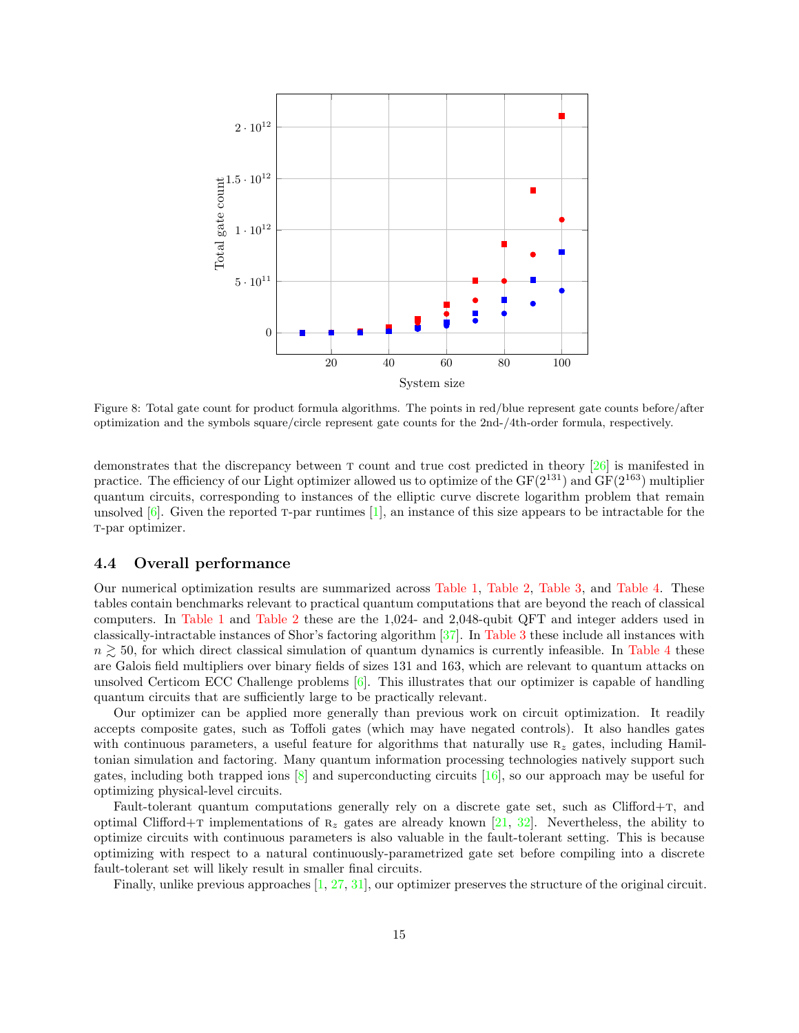$2 \cdot 10^{12}$

$1.5 \cdot 10^{12}$

$1 \cdot 10^{12}$

$5 \cdot 10^{11}$

0

Total gate count

20 40 60 80 100

System size

Figure 8: Total gate count for product formula algorithms. The points in red/blue represent gate counts before/after optimization and the symbols square/circle represent gate counts for the 2nd-/4th-order formula, respectively.

demonstrates that the discrepancy between T count and true cost predicted in theory [26] is manifested in practice. The efficiency of our Light optimizer allowed us to optimize of the $\mathrm{GF}(2^{131})$ and $\mathrm{GF}(2^{163})$ multiplier quantum circuits, corresponding to instances of the elliptic curve discrete logarithm problem that remain unsolved [6]. Given the reported T-par runtimes [1], an instance of this size appears to be intractable for the T-par optimizer.

### 4.4 Overall performance

Our numerical optimization results are summarized across Table 1, Table 2, Table 3, and Table 4. These tables contain benchmarks relevant to practical quantum computations that are beyond the reach of classical computers. In Table 1 and Table 2 these are the 1,024- and 2,048-qubit QFT and integer adders used in classically-intractable instances of Shor's factoring algorithm [37]. In Table 3 these include all instances with $n \gtrsim 50$, for which direct classical simulation of quantum dynamics is currently infeasible. In Table 4 these are Galois field multipliers over binary fields of sizes 131 and 163, which are relevant to quantum attacks on unsolved Certicom ECC Challenge problems [6]. This illustrates that our optimizer is capable of handling quantum circuits that are sufficiently large to be practically relevant.

Our optimizer can be applied more generally than previous work on circuit optimization. It readily accepts composite gates, such as Toffoli gates (which may have negated controls). It also handles gates with continuous parameters, a useful feature for algorithms that naturally use $\mathrm{R}_z$ gates, including Hamiltonian simulation and factoring. Many quantum information processing technologies natively support such gates, including both trapped ions [8] and superconducting circuits [16], so our approach may be useful for optimizing physical-level circuits.

Fault-tolerant quantum computations generally rely on a discrete gate set, such as Clifford+T, and optimal Clifford+T implementations of $\mathrm{R}_z$ gates are already known [21, 32]. Nevertheless, the ability to optimize circuits with continuous parameters is also valuable in the fault-tolerant setting. This is because optimizing with respect to a natural continuously-parametrized gate set before compiling into a discrete fault-tolerant set will likely result in smaller final circuits.

Finally, unlike previous approaches [1, 27, 31], our optimizer preserves the structure of the original circuit.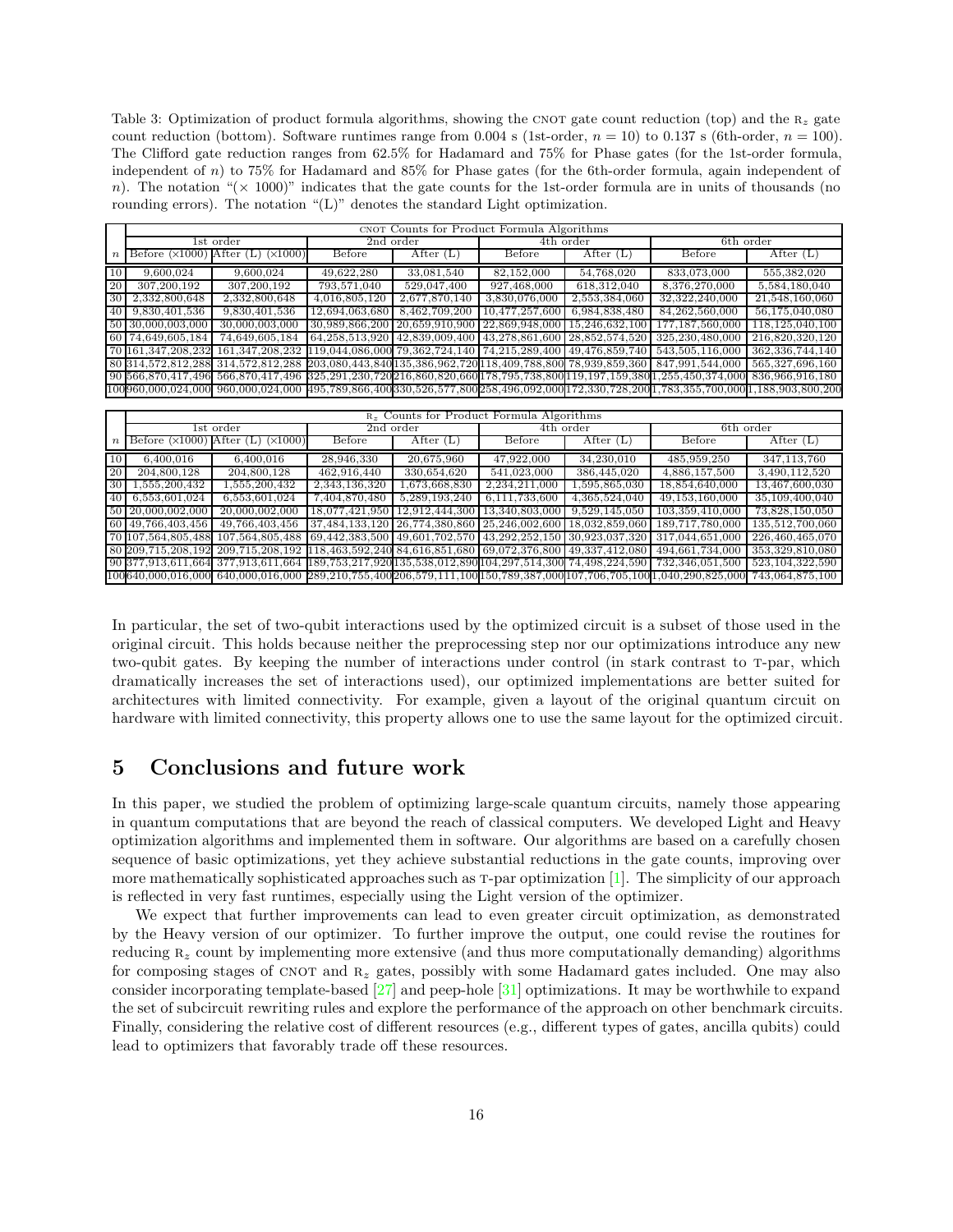Table 3: Optimization of product formula algorithms, showing the CNOT gate count reduction (top) and the $R_z$ gate count reduction (bottom). Software runtimes range from 0.004 s (1st-order, $n = 10$) to 0.137 s (6th-order, $n = 100$). The Clifford gate reduction ranges from 62.5% for Hadamard and 75% for Phase gates (for the 1st-order formula, independent of $n$) to 75% for Hadamard and 85% for Phase gates (for the 6th-order formula, again independent of $n$). The notation "($\times$ 1000)" indicates that the gate counts for the 1st-order formula are in units of thousands (no rounding errors). The notation "(L)" denotes the standard Light optimization.

| | CNOT Counts for Product Formula Algorithms | | | | | | | |
|---|---|---|---|---|---|---|---|---|
| | 1st order | | 2nd order | | 4th order | | 6th order | |
| $n$ | Before (×1000) | After (L) (×1000) | Before | After (L) | Before | After (L) | Before | After (L) |
| 10 | 9,600,024 | 9,600,024 | 49,622,280 | 33,081,540 | 82,152,000 | 54,768,020 | 833,073,000 | 555,382,020 |
| 20 | 307,200,192 | 307,200,192 | 793,571,040 | 529,047,400 | 927,468,000 | 618,312,040 | 8,376,270,000 | 5,584,180,040 |
| 30 | 2,332,800,648 | 2,332,800,648 | 4,016,805,120 | 2,677,870,140 | 3,830,076,000 | 2,553,384,060 | 32,322,240,000 | 21,548,160,060 |
| 40 | 9,830,401,536 | 9,830,401,536 | 12,694,063,680 | 8,462,709,200 | 10,477,257,600 | 6,984,838,480 | 84,262,560,000 | 56,175,040,080 |
| 50 | 30,000,003,000 | 30,000,003,000 | 30,989,866,200 | 20,659,910,900 | 22,869,948,000 | 15,246,632,100 | 177,187,560,000 | 118,125,040,100 |
| 60 | 74,649,605,184 | 74,649,605,184 | 64,258,513,920 | 42,839,009,400 | 43,278,861,600 | 28,852,574,520 | 325,230,480,000 | 216,820,320,120 |
| 70 | 161,347,208,232 | 161,347,208,232 | 119,044,086,000 | 79,362,724,140 | 74,215,289,400 | 49,476,859,740 | 543,505,116,000 | 362,336,744,140 |
| 80 | 314,572,812,288 | 314,572,812,288 | 203,080,443,840 | 135,386,962,720 | 118,409,788,800 | 78,939,859,360 | 847,991,544,000 | 565,327,696,160 |
| 90 | 566,870,417,496 | 566,870,417,496 | 325,291,230,720 | 216,860,820,660 | 178,795,738,800 | 119,197,159,380 | 1,255,450,374,000 | 836,966,916,180 |
| 100 | 960,000,024,000 | 960,000,024,000 | 495,789,866,400 | 330,526,577,800 | 258,496,092,000 | 172,330,728,200 | 1,783,355,700,000 | 1,188,903,800,200 |

| | $R_z$ Counts for Product Formula Algorithms | | | | | | | |
|---|---|---|---|---|---|---|---|---|
| | 1st order | | 2nd order | | 4th order | | 6th order | |
| $n$ | Before (×1000) | After (L) (×1000) | Before | After (L) | Before | After (L) | Before | After (L) |
| 10 | 6,400,016 | 6,400,016 | 28,946,330 | 20,675,960 | 47,922,000 | 34,230,010 | 485,959,250 | 347,113,760 |
| 20 | 204,800,128 | 204,800,128 | 462,916,440 | 330,654,620 | 541,023,000 | 386,445,020 | 4,886,157,500 | 3,490,112,520 |
| 30 | 1,555,200,432 | 1,555,200,432 | 2,343,136,320 | 1,673,668,830 | 2,234,211,000 | 1,595,865,030 | 18,854,640,000 | 13,467,600,030 |
| 40 | 6,553,601,024 | 6,553,601,024 | 7,404,870,480 | 5,289,193,240 | 6,111,733,600 | 4,365,524,040 | 49,153,160,000 | 35,109,400,040 |
| 50 | 20,000,002,000 | 20,000,002,000 | 18,077,421,950 | 12,912,444,300 | 13,340,803,000 | 9,529,145,050 | 103,359,410,000 | 73,828,150,050 |
| 60 | 49,766,403,456 | 49,766,403,456 | 37,484,133,120 | 26,774,380,860 | 25,246,002,600 | 18,032,859,060 | 189,717,780,000 | 135,512,700,060 |
| 70 | 107,564,805,488 | 107,564,805,488 | 69,442,383,500 | 49,601,702,570 | 43,292,252,150 | 30,923,037,320 | 317,044,651,000 | 226,460,465,070 |
| 80 | 209,715,208,192 | 209,715,208,192 | 118,463,592,240 | 84,616,851,680 | 69,072,376,800 | 49,337,412,080 | 494,661,734,000 | 353,329,810,080 |
| 90 | 377,913,611,664 | 377,913,611,664 | 189,753,217,920 | 135,538,012,890 | 104,297,514,300 | 74,498,224,590 | 732,346,051,500 | 523,104,322,590 |
| 100 | 640,000,016,000 | 640,000,016,000 | 289,210,755,400 | 206,579,111,100 | 150,789,387,000 | 107,706,705,100 | 1,040,290,825,000 | 743,064,875,100 |

In particular, the set of two-qubit interactions used by the optimized circuit is a subset of those used in the original circuit. This holds because neither the preprocessing step nor our optimizations introduce any new two-qubit gates. By keeping the number of interactions under control (in stark contrast to T-par, which dramatically increases the set of interactions used), our optimized implementations are better suited for architectures with limited connectivity. For example, given a layout of the original quantum circuit on hardware with limited connectivity, this property allows one to use the same layout for the optimized circuit.

# 5 Conclusions and future work

In this paper, we studied the problem of optimizing large-scale quantum circuits, namely those appearing in quantum computations that are beyond the reach of classical computers. We developed Light and Heavy optimization algorithms and implemented them in software. Our algorithms are based on a carefully chosen sequence of basic optimizations, yet they achieve substantial reductions in the gate counts, improving over more mathematically sophisticated approaches such as T-par optimization [1]. The simplicity of our approach is reflected in very fast runtimes, especially using the Light version of the optimizer.

We expect that further improvements can lead to even greater circuit optimization, as demonstrated by the Heavy version of our optimizer. To further improve the output, one could revise the routines for reducing $R_z$ count by implementing more extensive (and thus more computationally demanding) algorithms for composing stages of CNOT and $R_z$ gates, possibly with some Hadamard gates included. One may also consider incorporating template-based [27] and peep-hole [31] optimizations. It may be worthwhile to expand the set of subcircuit rewriting rules and explore the performance of the approach on other benchmark circuits. Finally, considering the relative cost of different resources (e.g., different types of gates, ancilla qubits) could lead to optimizers that favorably trade off these resources.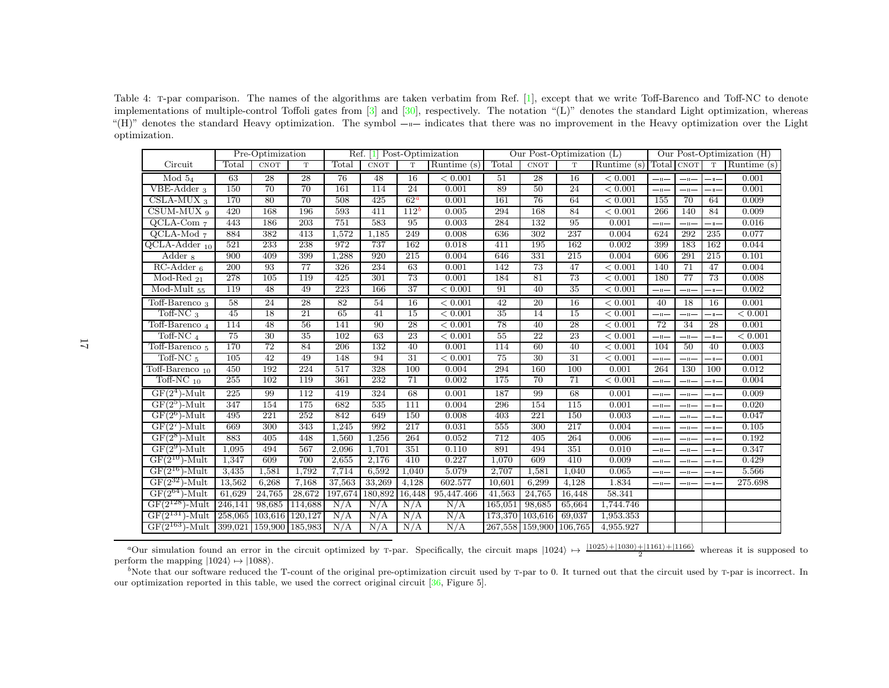Table 4: T-par comparison. The names of the algorithms are taken verbatim from Ref. [1], except that we write Toff-Barenco and Toff-NC to denote implementations of multiple-control Toffoli gates from [3] and [30], respectively. The notation "(L)" denotes the standard Light optimization, whereas "(H)" denotes the standard Heavy optimization. The symbol —‖— indicates that there was no improvement in the Heavy optimization over the Light optimization.

| | Pre-Optimization | | | Ref. [1] Post-Optimization | | | | Our Post-Optimization (L) | | | | Our Post-Optimization (H) | | | |
|---|---|---|---|---|---|---|---|---|---|---|---|---|---|---|---|
| Circuit | Total | CNOT | T | Total | CNOT | T | Runtime (s) | Total | CNOT | T | Runtime (s) | Total | CNOT | T | Runtime (s) |
| Mod $5_4$ | 63 | 28 | 28 | 76 | 48 | 16 | < 0.001 | 51 | 28 | 16 | < 0.001 | —‖— | —‖— | —‖— | 0.001 |
| VBE-Adder $_3$ | 150 | 70 | 70 | 161 | 114 | 24 | 0.001 | 89 | 50 | 24 | < 0.001 | —‖— | —‖— | —‖— | 0.001 |
| CSLA-MUX $_3$ | 170 | 80 | 70 | 508 | 425 | 62[a] | 0.001 | 161 | 76 | 64 | < 0.001 | 155 | 70 | 64 | 0.009 |
| CSUM-MUX $_9$ | 420 | 168 | 196 | 593 | 411 | 112[b] | 0.005 | 294 | 168 | 84 | < 0.001 | 266 | 140 | 84 | 0.009 |
| QCLA-Com $_7$ | 443 | 186 | 203 | 751 | 583 | 95 | 0.003 | 284 | 132 | 95 | 0.001 | —‖— | —‖— | —‖— | 0.016 |
| QCLA-Mod $_7$ | 884 | 382 | 413 | 1,572 | 1,185 | 249 | 0.008 | 636 | 302 | 237 | 0.004 | 624 | 292 | 235 | 0.077 |
| QCLA-Adder $_{10}$ | 521 | 233 | 238 | 972 | 737 | 162 | 0.018 | 411 | 195 | 162 | 0.002 | 399 | 183 | 162 | 0.044 |
| Adder $_8$ | 900 | 409 | 399 | 1,288 | 920 | 215 | 0.004 | 646 | 331 | 215 | 0.004 | 606 | 291 | 215 | 0.101 |
| RC-Adder $_6$ | 200 | 93 | 77 | 326 | 234 | 63 | 0.001 | 142 | 73 | 47 | < 0.001 | 140 | 71 | 47 | 0.004 |
| Mod-Red $_{21}$ | 278 | 105 | 119 | 425 | 301 | 73 | 0.001 | 184 | 81 | 73 | < 0.001 | 180 | 77 | 73 | 0.008 |
| Mod-Mult $_{55}$ | 119 | 48 | 49 | 223 | 166 | 37 | < 0.001 | 91 | 40 | 35 | < 0.001 | —‖— | —‖— | —‖— | 0.002 |
| Toff-Barenco $_3$ | 58 | 24 | 28 | 82 | 54 | 16 | < 0.001 | 42 | 20 | 16 | < 0.001 | 40 | 18 | 16 | 0.001 |
| Toff-NC $_3$ | 45 | 18 | 21 | 65 | 41 | 15 | < 0.001 | 35 | 14 | 15 | < 0.001 | —‖— | —‖— | —‖— | < 0.001 |
| Toff-Barenco $_4$ | 114 | 48 | 56 | 141 | 90 | 28 | < 0.001 | 78 | 40 | 28 | < 0.001 | 72 | 34 | 28 | 0.001 |
| Toff-NC $_4$ | 75 | 30 | 35 | 102 | 63 | 23 | < 0.001 | 55 | 22 | 23 | < 0.001 | —‖— | —‖— | —‖— | < 0.001 |
| Toff-Barenco $_5$ | 170 | 72 | 84 | 206 | 132 | 40 | 0.001 | 114 | 60 | 40 | < 0.001 | 104 | 50 | 40 | 0.003 |
| Toff-NC $_5$ | 105 | 42 | 49 | 148 | 94 | 31 | < 0.001 | 75 | 30 | 31 | < 0.001 | —‖— | —‖— | —‖— | 0.001 |
| Toff-Barenco $_{10}$ | 450 | 192 | 224 | 517 | 328 | 100 | 0.004 | 294 | 160 | 100 | 0.001 | 264 | 130 | 100 | 0.012 |
| Toff-NC $_{10}$ | 255 | 102 | 119 | 361 | 232 | 71 | 0.002 | 175 | 70 | 71 | < 0.001 | —‖— | —‖— | —‖— | 0.004 |
| GF($2^4$)-Mult | 225 | 99 | 112 | 419 | 324 | 68 | 0.001 | 187 | 99 | 68 | 0.001 | —‖— | —‖— | —‖— | 0.009 |
| GF($2^5$)-Mult | 347 | 154 | 175 | 682 | 535 | 111 | 0.004 | 296 | 154 | 115 | 0.001 | —‖— | —‖— | —‖— | 0.020 |
| GF($2^6$)-Mult | 495 | 221 | 252 | 842 | 649 | 150 | 0.008 | 403 | 221 | 150 | 0.003 | —‖— | —‖— | —‖— | 0.047 |
| GF($2^7$)-Mult | 669 | 300 | 343 | 1,245 | 992 | 217 | 0.031 | 555 | 300 | 217 | 0.004 | —‖— | —‖— | —‖— | 0.105 |
| GF($2^8$)-Mult | 883 | 405 | 448 | 1,560 | 1,256 | 264 | 0.052 | 712 | 405 | 264 | 0.006 | —‖— | —‖— | —‖— | 0.192 |
| GF($2^9$)-Mult | 1,095 | 494 | 567 | 2,096 | 1,701 | 351 | 0.110 | 891 | 494 | 351 | 0.010 | —‖— | —‖— | —‖— | 0.347 |
| GF($2^{10}$)-Mult | 1,347 | 609 | 700 | 2,655 | 2,176 | 410 | 0.227 | 1,070 | 609 | 410 | 0.009 | —‖— | —‖— | —‖— | 0.429 |
| GF($2^{16}$)-Mult | 3,435 | 1,581 | 1,792 | 7,714 | 6,592 | 1,040 | 5.079 | 2,707 | 1,581 | 1,040 | 0.065 | —‖— | —‖— | —‖— | 5.566 |
| GF($2^{32}$)-Mult | 13,562 | 6,268 | 7,168 | 37,563 | 33,269 | 4,128 | 602.577 | 10,601 | 6,299 | 4,128 | 1.834 | —‖— | —‖— | —‖— | 275.698 |
| GF($2^{64}$)-Mult | 61,629 | 24,765 | 28,672 | 197,674 | 180,892 | 16,448 | 95,447.466 | 41,563 | 24,765 | 16,448 | 58.341 | | | | |
| GF($2^{128}$)-Mult | 246,141 | 98,685 | 114,688 | N/A | N/A | N/A | N/A | 165,051 | 98,685 | 65,664 | 1,744.746 | | | | |
| GF($2^{131}$)-Mult | 258,065 | 103,616 | 120,127 | N/A | N/A | N/A | N/A | 173,370 | 103,616 | 69,037 | 1,953.353 | | | | |
| GF($2^{163}$)-Mult | 399,021 | 159,900 | 185,983 | N/A | N/A | N/A | N/A | 267,558 | 159,900 | 106,765 | 4,955.927 | | | | |

[a] Our simulation found an error in the circuit optimized by T-par. Specifically, the circuit maps $|1024\rangle \mapsto \frac{|1025\rangle+|1030\rangle+|1161\rangle+|1166\rangle}{2}$ whereas it is supposed to perform the mapping $|1024\rangle \mapsto |1088\rangle$.

[b] Note that our software reduced the T-count of the original pre-optimization circuit used by T-par to 0. It turned out that the circuit used by T-par is incorrect. In our optimization reported in this table, we used the correct original circuit [36, Figure 5].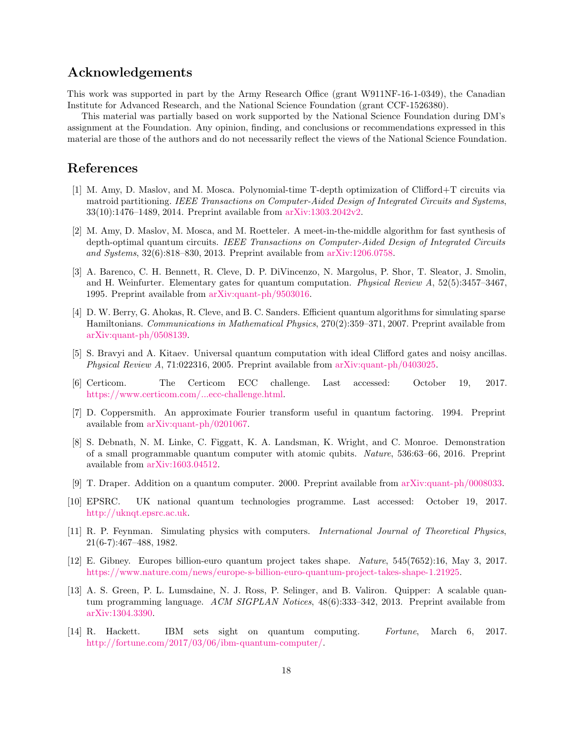## Acknowledgements

This work was supported in part by the Army Research Office (grant W911NF-16-1-0349), the Canadian Institute for Advanced Research, and the National Science Foundation (grant CCF-1526380).

This material was partially based on work supported by the National Science Foundation during DM's assignment at the Foundation. Any opinion, finding, and conclusions or recommendations expressed in this material are those of the authors and do not necessarily reflect the views of the National Science Foundation.

## References

[1] M. Amy, D. Maslov, and M. Mosca. Polynomial-time T-depth optimization of Clifford+T circuits via matroid partitioning. *IEEE Transactions on Computer-Aided Design of Integrated Circuits and Systems*, 33(10):1476–1489, 2014. Preprint available from arXiv:1303.2042v2.

[2] M. Amy, D. Maslov, M. Mosca, and M. Roetteler. A meet-in-the-middle algorithm for fast synthesis of depth-optimal quantum circuits. *IEEE Transactions on Computer-Aided Design of Integrated Circuits and Systems*, 32(6):818–830, 2013. Preprint available from arXiv:1206.0758.

[3] A. Barenco, C. H. Bennett, R. Cleve, D. P. DiVincenzo, N. Margolus, P. Shor, T. Sleator, J. Smolin, and H. Weinfurter. Elementary gates for quantum computation. *Physical Review A*, 52(5):3457–3467, 1995. Preprint available from arXiv:quant-ph/9503016.

[4] D. W. Berry, G. Ahokas, R. Cleve, and B. C. Sanders. Efficient quantum algorithms for simulating sparse Hamiltonians. *Communications in Mathematical Physics*, 270(2):359–371, 2007. Preprint available from arXiv:quant-ph/0508139.

[5] S. Bravyi and A. Kitaev. Universal quantum computation with ideal Clifford gates and noisy ancillas. *Physical Review A*, 71:022316, 2005. Preprint available from arXiv:quant-ph/0403025.

[6] Certicom. The Certicom ECC challenge. Last accessed: October 19, 2017. https://www.certicom.com/...ecc-challenge.html.

[7] D. Coppersmith. An approximate Fourier transform useful in quantum factoring. 1994. Preprint available from arXiv:quant-ph/0201067.

[8] S. Debnath, N. M. Linke, C. Figgatt, K. A. Landsman, K. Wright, and C. Monroe. Demonstration of a small programmable quantum computer with atomic qubits. *Nature*, 536:63–66, 2016. Preprint available from arXiv:1603.04512.

[9] T. Draper. Addition on a quantum computer. 2000. Preprint available from arXiv:quant-ph/0008033.

[10] EPSRC. UK national quantum technologies programme. Last accessed: October 19, 2017. http://uknqt.epsrc.ac.uk.

[11] R. P. Feynman. Simulating physics with computers. *International Journal of Theoretical Physics*, 21(6-7):467–488, 1982.

[12] E. Gibney. Europes billion-euro quantum project takes shape. *Nature*, 545(7652):16, May 3, 2017. https://www.nature.com/news/europe-s-billion-euro-quantum-project-takes-shape-1.21925.

[13] A. S. Green, P. L. Lumsdaine, N. J. Ross, P. Selinger, and B. Valiron. Quipper: A scalable quantum programming language. *ACM SIGPLAN Notices*, 48(6):333–342, 2013. Preprint available from arXiv:1304.3390.

[14] R. Hackett. IBM sets sight on quantum computing. *Fortune*, March 6, 2017. http://fortune.com/2017/03/06/ibm-quantum-computer/.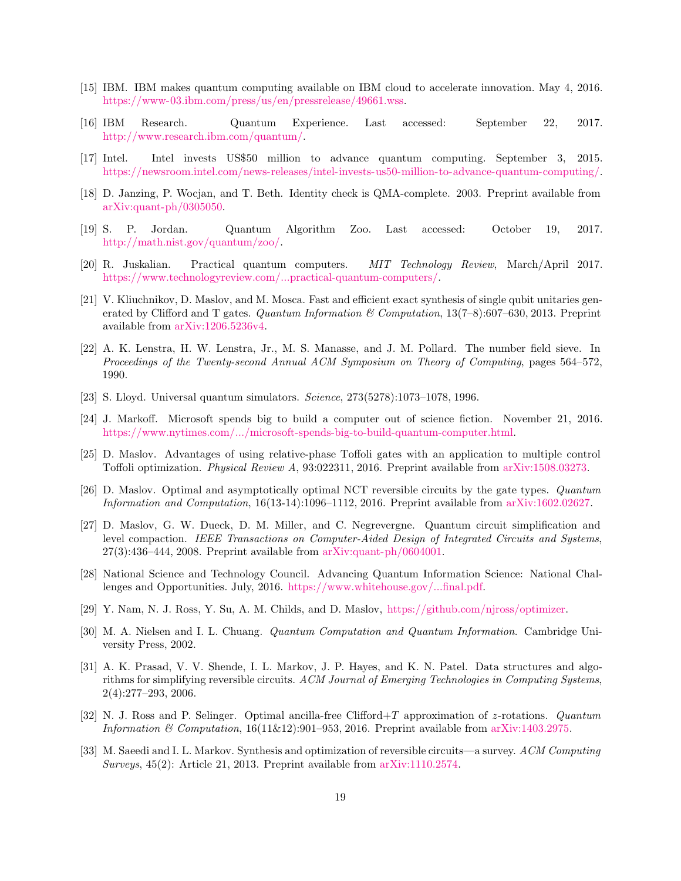[15] IBM. IBM makes quantum computing available on IBM cloud to accelerate innovation. May 4, 2016. https://www-03.ibm.com/press/us/en/pressrelease/49661.wss.

[16] IBM Research. Quantum Experience. Last accessed: September 22, 2017. http://www.research.ibm.com/quantum/.

[17] Intel. Intel invests US$50 million to advance quantum computing. September 3, 2015. https://newsroom.intel.com/news-releases/intel-invests-us50-million-to-advance-quantum-computing/.

[18] D. Janzing, P. Wocjan, and T. Beth. Identity check is QMA-complete. 2003. Preprint available from arXiv:quant-ph/0305050.

[19] S. P. Jordan. Quantum Algorithm Zoo. Last accessed: October 19, 2017. http://math.nist.gov/quantum/zoo/.

[20] R. Juskalian. Practical quantum computers. *MIT Technology Review*, March/April 2017. https://www.technologyreview.com/...practical-quantum-computers/.

[21] V. Kliuchnikov, D. Maslov, and M. Mosca. Fast and efficient exact synthesis of single qubit unitaries generated by Clifford and T gates. *Quantum Information & Computation*, 13(7–8):607–630, 2013. Preprint available from arXiv:1206.5236v4.

[22] A. K. Lenstra, H. W. Lenstra, Jr., M. S. Manasse, and J. M. Pollard. The number field sieve. In *Proceedings of the Twenty-second Annual ACM Symposium on Theory of Computing*, pages 564–572, 1990.

[23] S. Lloyd. Universal quantum simulators. *Science*, 273(5278):1073–1078, 1996.

[24] J. Markoff. Microsoft spends big to build a computer out of science fiction. November 21, 2016. https://www.nytimes.com/.../microsoft-spends-big-to-build-quantum-computer.html.

[25] D. Maslov. Advantages of using relative-phase Toffoli gates with an application to multiple control Toffoli optimization. *Physical Review A*, 93:022311, 2016. Preprint available from arXiv:1508.03273.

[26] D. Maslov. Optimal and asymptotically optimal NCT reversible circuits by the gate types. *Quantum Information and Computation*, 16(13-14):1096–1112, 2016. Preprint available from arXiv:1602.02627.

[27] D. Maslov, G. W. Dueck, D. M. Miller, and C. Negrevergne. Quantum circuit simplification and level compaction. *IEEE Transactions on Computer-Aided Design of Integrated Circuits and Systems*, 27(3):436–444, 2008. Preprint available from arXiv:quant-ph/0604001.

[28] National Science and Technology Council. Advancing Quantum Information Science: National Challenges and Opportunities. July, 2016. https://www.whitehouse.gov/...final.pdf.

[29] Y. Nam, N. J. Ross, Y. Su, A. M. Childs, and D. Maslov, https://github.com/njross/optimizer.

[30] M. A. Nielsen and I. L. Chuang. *Quantum Computation and Quantum Information*. Cambridge University Press, 2002.

[31] A. K. Prasad, V. V. Shende, I. L. Markov, J. P. Hayes, and K. N. Patel. Data structures and algorithms for simplifying reversible circuits. *ACM Journal of Emerging Technologies in Computing Systems*, 2(4):277–293, 2006.

[32] N. J. Ross and P. Selinger. Optimal ancilla-free Clifford+$T$ approximation of $z$-rotations. *Quantum Information & Computation*, 16(11&12):901–953, 2016. Preprint available from arXiv:1403.2975.

[33] M. Saeedi and I. L. Markov. Synthesis and optimization of reversible circuits—a survey. *ACM Computing Surveys*, 45(2): Article 21, 2013. Preprint available from arXiv:1110.2574.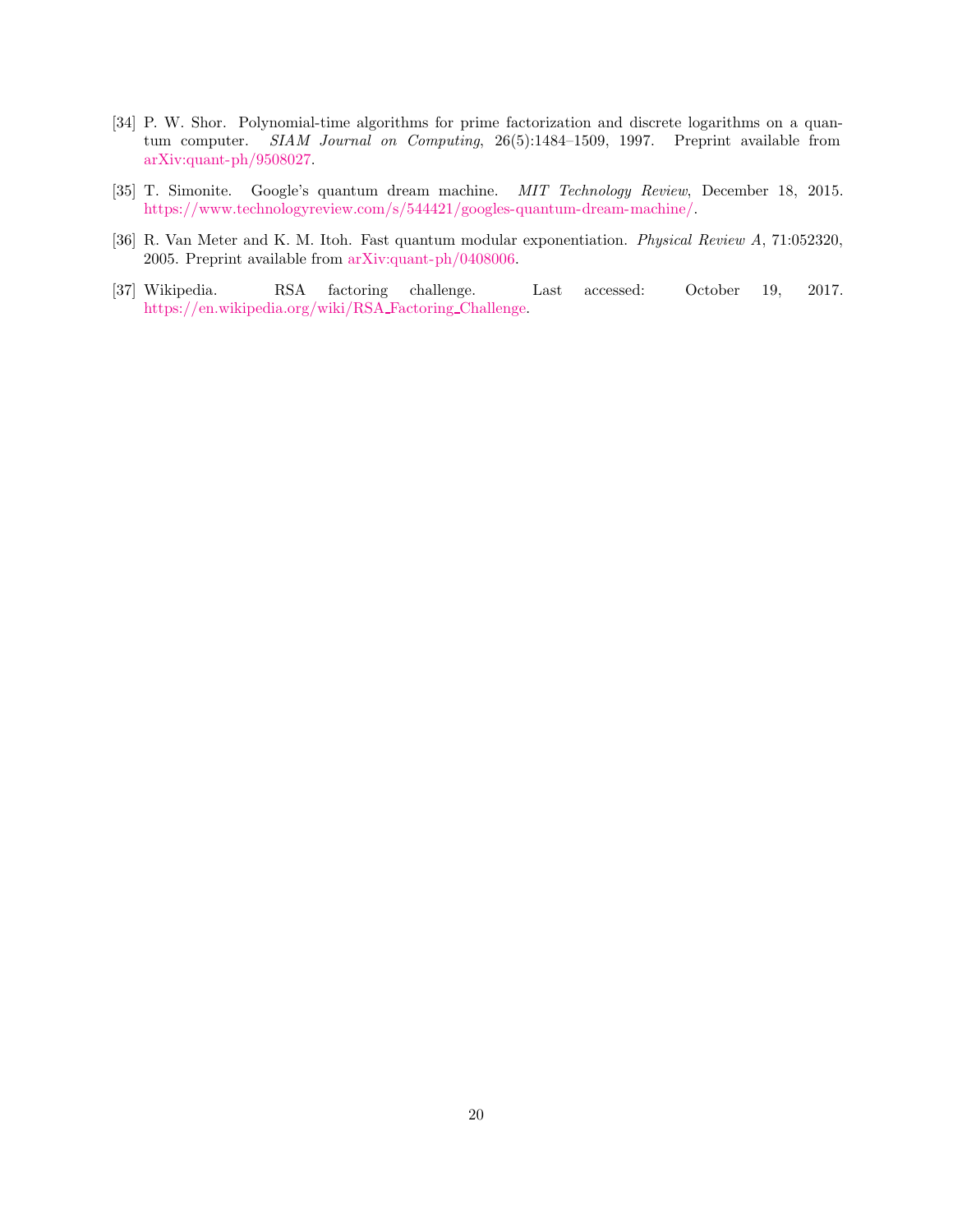[34] P. W. Shor. Polynomial-time algorithms for prime factorization and discrete logarithms on a quantum computer. *SIAM Journal on Computing*, 26(5):1484–1509, 1997. Preprint available from arXiv:quant-ph/9508027.

[35] T. Simonite. Google's quantum dream machine. *MIT Technology Review*, December 18, 2015. https://www.technologyreview.com/s/544421/googles-quantum-dream-machine/.

[36] R. Van Meter and K. M. Itoh. Fast quantum modular exponentiation. *Physical Review A*, 71:052320, 2005. Preprint available from arXiv:quant-ph/0408006.

[37] Wikipedia. RSA factoring challenge. Last accessed: October 19, 2017. https://en.wikipedia.org/wiki/RSA_Factoring_Challenge.